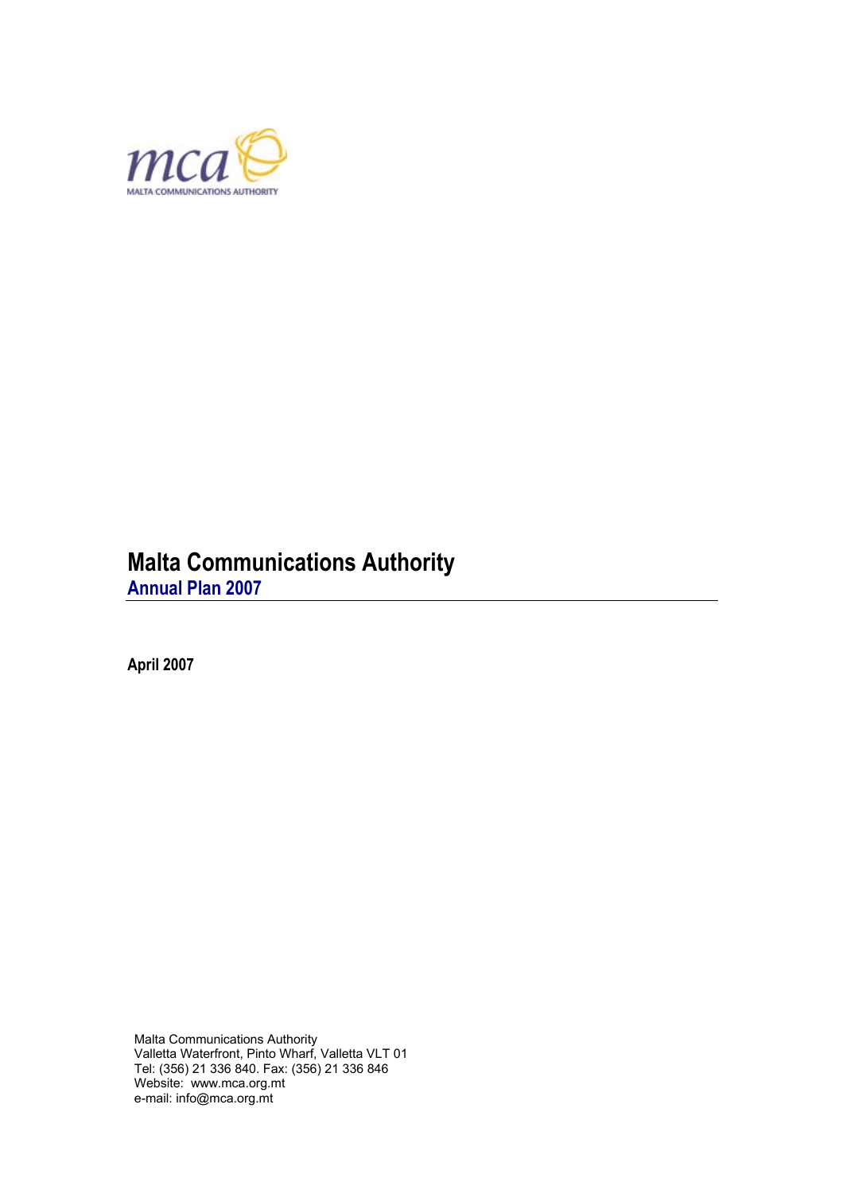mca

MALTA COMMUNICATIONS AUTHORITY

# Malta Communications Authority

## Annual Plan 2007

**April 2007**

Malta Communications Authority
Valletta Waterfront, Pinto Wharf, Valletta VLT 01
Tel: (356) 21 336 840. Fax: (356) 21 336 846
Website: www.mca.org.mt
e-mail: info@mca.org.mt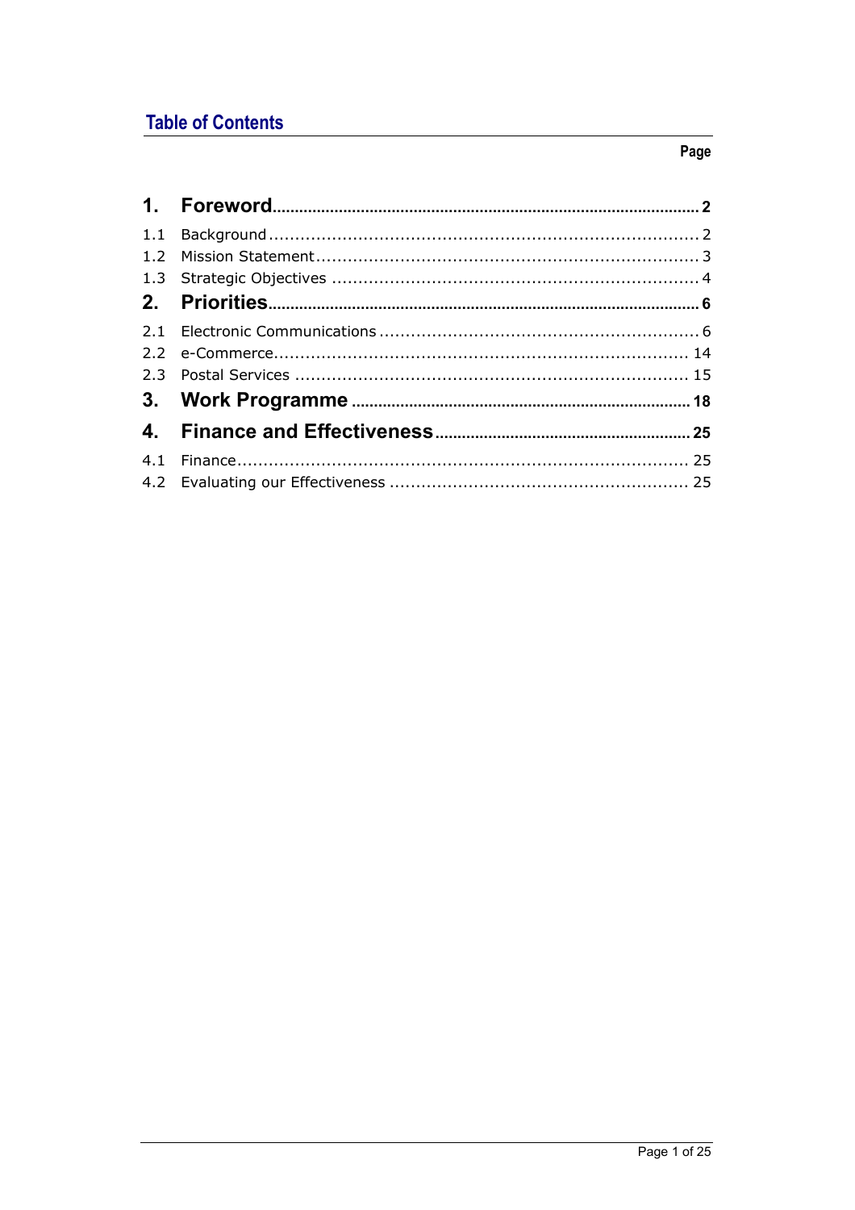## Table of Contents

| | | Page |
|---|---|---|
| **1.** | **Foreword** | **2** |
| 1.1 | Background | 2 |
| 1.2 | Mission Statement | 3 |
| 1.3 | Strategic Objectives | 4 |
| **2.** | **Priorities** | **6** |
| 2.1 | Electronic Communications | 6 |
| 2.2 | e-Commerce | 14 |
| 2.3 | Postal Services | 15 |
| **3.** | **Work Programme** | **18** |
| **4.** | **Finance and Effectiveness** | **25** |
| 4.1 | Finance | 25 |
| 4.2 | Evaluating our Effectiveness | 25 |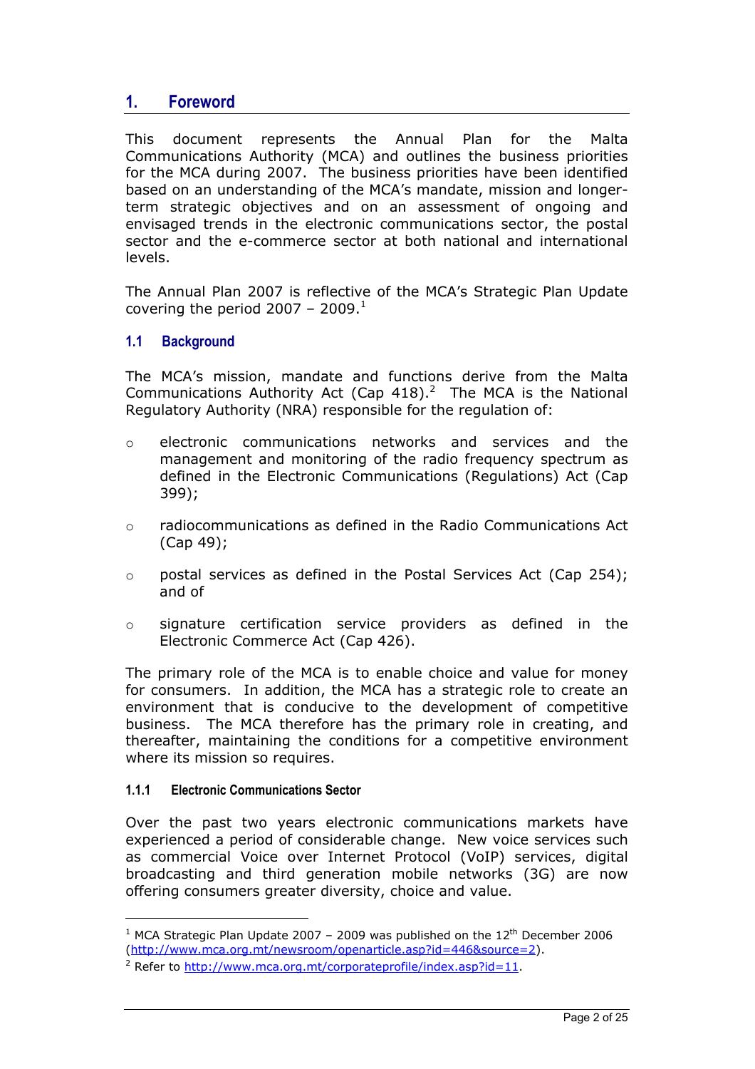# 1. Foreword

This document represents the Annual Plan for the Malta Communications Authority (MCA) and outlines the business priorities for the MCA during 2007. The business priorities have been identified based on an understanding of the MCA's mandate, mission and longer-term strategic objectives and on an assessment of ongoing and envisaged trends in the electronic communications sector, the postal sector and the e-commerce sector at both national and international levels.

The Annual Plan 2007 is reflective of the MCA's Strategic Plan Update covering the period 2007 – 2009.[1]

## 1.1 Background

The MCA's mission, mandate and functions derive from the Malta Communications Authority Act (Cap 418).[2] The MCA is the National Regulatory Authority (NRA) responsible for the regulation of:

- electronic communications networks and services and the management and monitoring of the radio frequency spectrum as defined in the Electronic Communications (Regulations) Act (Cap 399);
- radiocommunications as defined in the Radio Communications Act (Cap 49);
- postal services as defined in the Postal Services Act (Cap 254); and of
- signature certification service providers as defined in the Electronic Commerce Act (Cap 426).

The primary role of the MCA is to enable choice and value for money for consumers. In addition, the MCA has a strategic role to create an environment that is conducive to the development of competitive business. The MCA therefore has the primary role in creating, and thereafter, maintaining the conditions for a competitive environment where its mission so requires.

### 1.1.1 Electronic Communications Sector

Over the past two years electronic communications markets have experienced a period of considerable change. New voice services such as commercial Voice over Internet Protocol (VoIP) services, digital broadcasting and third generation mobile networks (3G) are now offering consumers greater diversity, choice and value.

---

[1] MCA Strategic Plan Update 2007 – 2009 was published on the 12th December 2006 (http://www.mca.org.mt/newsroom/openarticle.asp?id=446&source=2).

[2] Refer to http://www.mca.org.mt/corporateprofile/index.asp?id=11.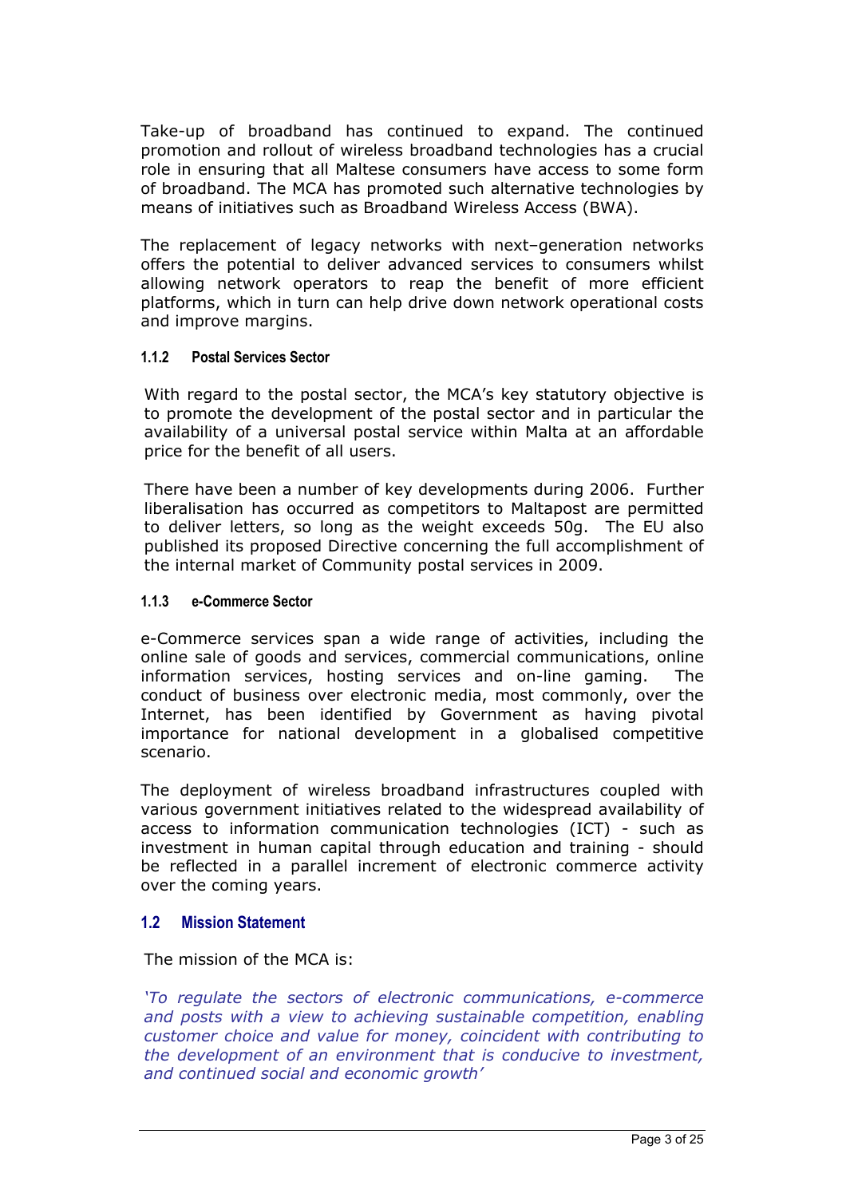Take-up of broadband has continued to expand. The continued promotion and rollout of wireless broadband technologies has a crucial role in ensuring that all Maltese consumers have access to some form of broadband. The MCA has promoted such alternative technologies by means of initiatives such as Broadband Wireless Access (BWA).

The replacement of legacy networks with next–generation networks offers the potential to deliver advanced services to consumers whilst allowing network operators to reap the benefit of more efficient platforms, which in turn can help drive down network operational costs and improve margins.

#### 1.1.2 Postal Services Sector

With regard to the postal sector, the MCA's key statutory objective is to promote the development of the postal sector and in particular the availability of a universal postal service within Malta at an affordable price for the benefit of all users.

There have been a number of key developments during 2006. Further liberalisation has occurred as competitors to Maltapost are permitted to deliver letters, so long as the weight exceeds 50g. The EU also published its proposed Directive concerning the full accomplishment of the internal market of Community postal services in 2009.

#### 1.1.3 e-Commerce Sector

e-Commerce services span a wide range of activities, including the online sale of goods and services, commercial communications, online information services, hosting services and on-line gaming. The conduct of business over electronic media, most commonly, over the Internet, has been identified by Government as having pivotal importance for national development in a globalised competitive scenario.

The deployment of wireless broadband infrastructures coupled with various government initiatives related to the widespread availability of access to information communication technologies (ICT) - such as investment in human capital through education and training - should be reflected in a parallel increment of electronic commerce activity over the coming years.

### 1.2 Mission Statement

The mission of the MCA is:

*'To regulate the sectors of electronic communications, e-commerce and posts with a view to achieving sustainable competition, enabling customer choice and value for money, coincident with contributing to the development of an environment that is conducive to investment, and continued social and economic growth'*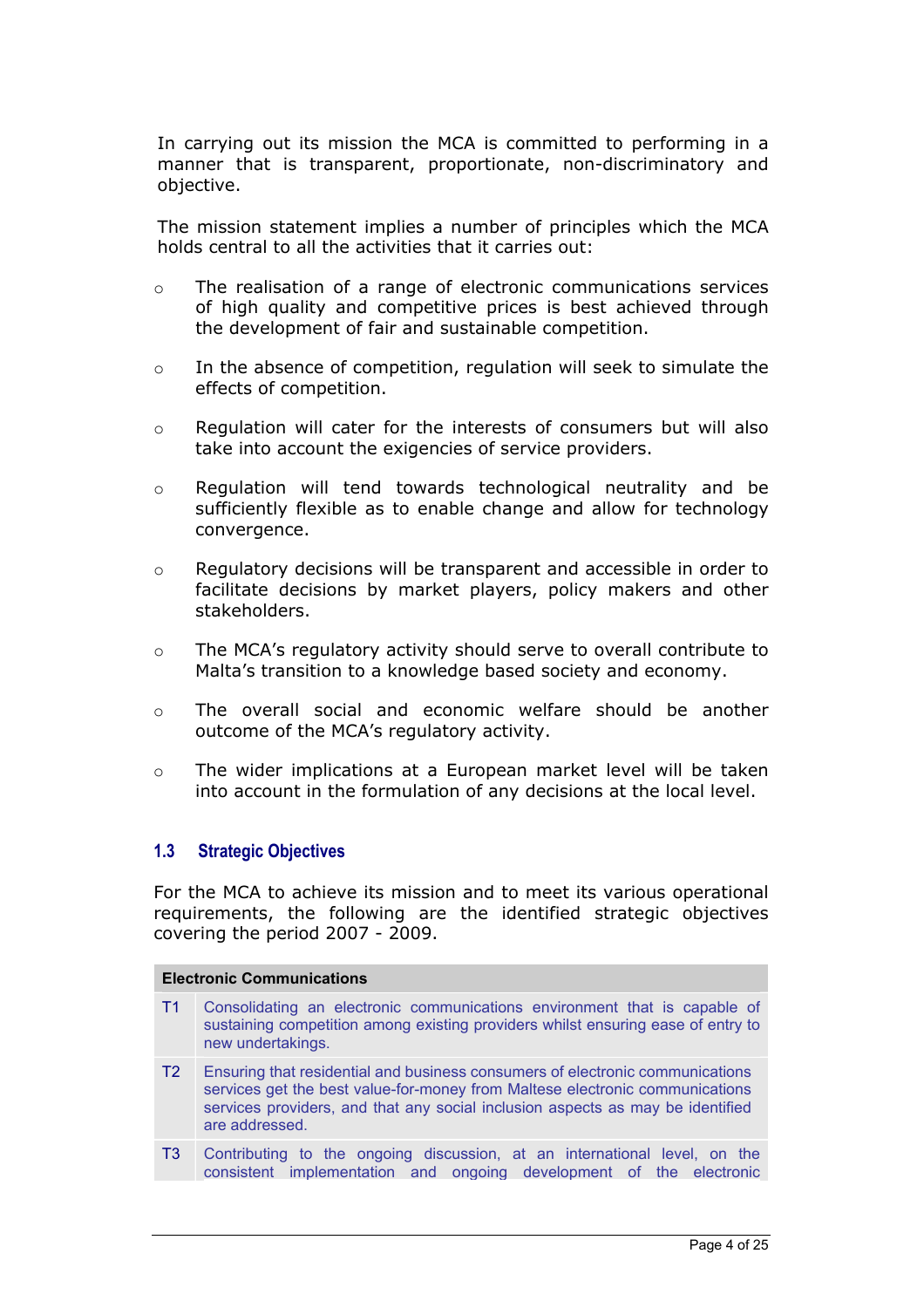In carrying out its mission the MCA is committed to performing in a manner that is transparent, proportionate, non-discriminatory and objective.

The mission statement implies a number of principles which the MCA holds central to all the activities that it carries out:

- The realisation of a range of electronic communications services of high quality and competitive prices is best achieved through the development of fair and sustainable competition.
- In the absence of competition, regulation will seek to simulate the effects of competition.
- Regulation will cater for the interests of consumers but will also take into account the exigencies of service providers.
- Regulation will tend towards technological neutrality and be sufficiently flexible as to enable change and allow for technology convergence.
- Regulatory decisions will be transparent and accessible in order to facilitate decisions by market players, policy makers and other stakeholders.
- The MCA's regulatory activity should serve to overall contribute to Malta's transition to a knowledge based society and economy.
- The overall social and economic welfare should be another outcome of the MCA's regulatory activity.
- The wider implications at a European market level will be taken into account in the formulation of any decisions at the local level.

### 1.3 Strategic Objectives

For the MCA to achieve its mission and to meet its various operational requirements, the following are the identified strategic objectives covering the period 2007 - 2009.

| **Electronic Communications** | |
|---|---|
| T1 | Consolidating an electronic communications environment that is capable of sustaining competition among existing providers whilst ensuring ease of entry to new undertakings. |
| T2 | Ensuring that residential and business consumers of electronic communications services get the best value-for-money from Maltese electronic communications services providers, and that any social inclusion aspects as may be identified are addressed. |
| T3 | Contributing to the ongoing discussion, at an international level, on the consistent implementation and ongoing development of the electronic |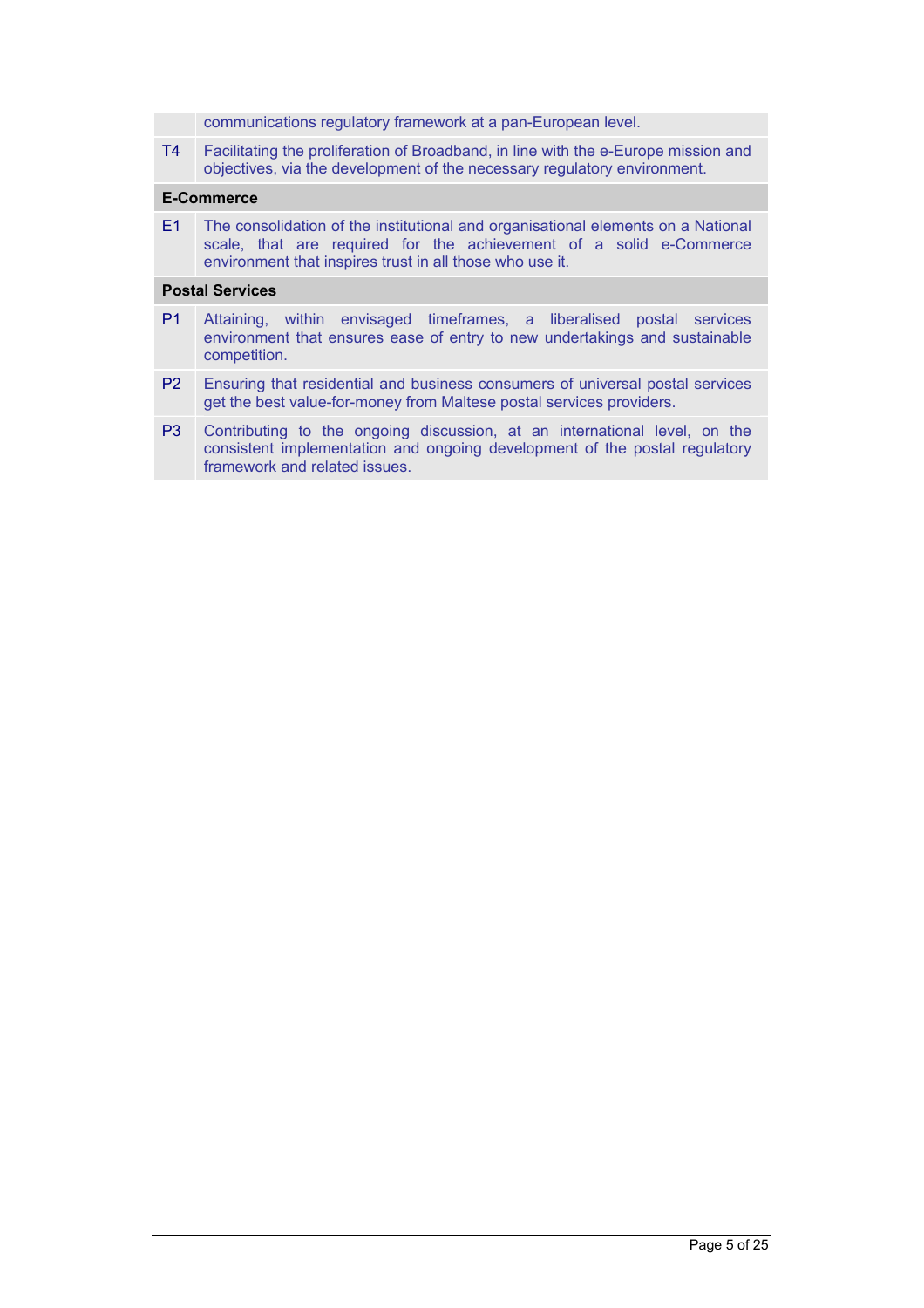| | |
|---|---|
| | communications regulatory framework at a pan-European level. |
| T4 | Facilitating the proliferation of Broadband, in line with the e-Europe mission and objectives, via the development of the necessary regulatory environment. |
| **E-Commerce** | |
| E1 | The consolidation of the institutional and organisational elements on a National scale, that are required for the achievement of a solid e-Commerce environment that inspires trust in all those who use it. |
| **Postal Services** | |
| P1 | Attaining, within envisaged timeframes, a liberalised postal services environment that ensures ease of entry to new undertakings and sustainable competition. |
| P2 | Ensuring that residential and business consumers of universal postal services get the best value-for-money from Maltese postal services providers. |
| P3 | Contributing to the ongoing discussion, at an international level, on the consistent implementation and ongoing development of the postal regulatory framework and related issues. |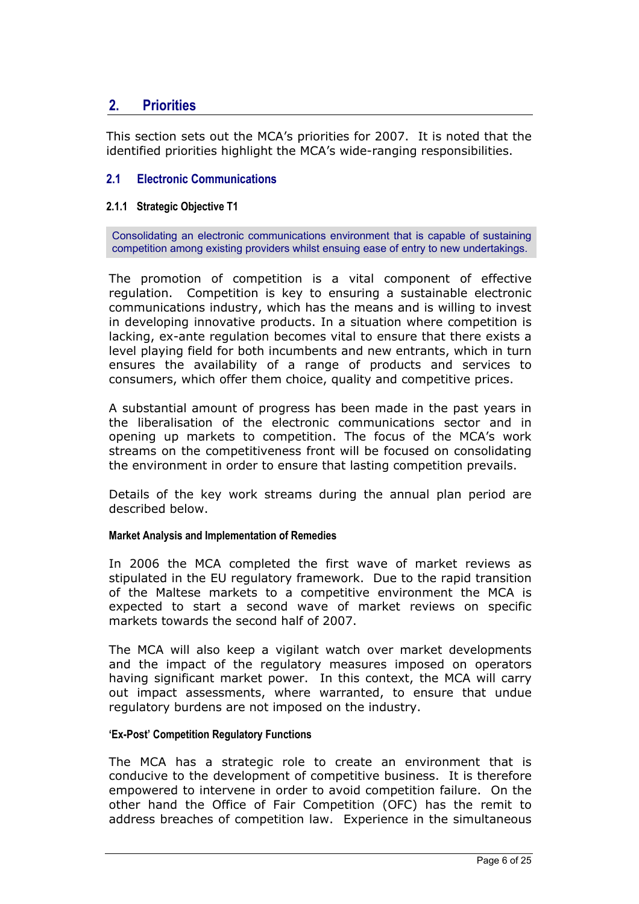## 2. Priorities

This section sets out the MCA's priorities for 2007. It is noted that the identified priorities highlight the MCA's wide-ranging responsibilities.

### 2.1 Electronic Communications

#### 2.1.1 Strategic Objective T1

Consolidating an electronic communications environment that is capable of sustaining competition among existing providers whilst ensuing ease of entry to new undertakings.

The promotion of competition is a vital component of effective regulation. Competition is key to ensuring a sustainable electronic communications industry, which has the means and is willing to invest in developing innovative products. In a situation where competition is lacking, ex-ante regulation becomes vital to ensure that there exists a level playing field for both incumbents and new entrants, which in turn ensures the availability of a range of products and services to consumers, which offer them choice, quality and competitive prices.

A substantial amount of progress has been made in the past years in the liberalisation of the electronic communications sector and in opening up markets to competition. The focus of the MCA's work streams on the competitiveness front will be focused on consolidating the environment in order to ensure that lasting competition prevails.

Details of the key work streams during the annual plan period are described below.

**Market Analysis and Implementation of Remedies**

In 2006 the MCA completed the first wave of market reviews as stipulated in the EU regulatory framework. Due to the rapid transition of the Maltese markets to a competitive environment the MCA is expected to start a second wave of market reviews on specific markets towards the second half of 2007.

The MCA will also keep a vigilant watch over market developments and the impact of the regulatory measures imposed on operators having significant market power. In this context, the MCA will carry out impact assessments, where warranted, to ensure that undue regulatory burdens are not imposed on the industry.

**'Ex-Post' Competition Regulatory Functions**

The MCA has a strategic role to create an environment that is conducive to the development of competitive business. It is therefore empowered to intervene in order to avoid competition failure. On the other hand the Office of Fair Competition (OFC) has the remit to address breaches of competition law. Experience in the simultaneous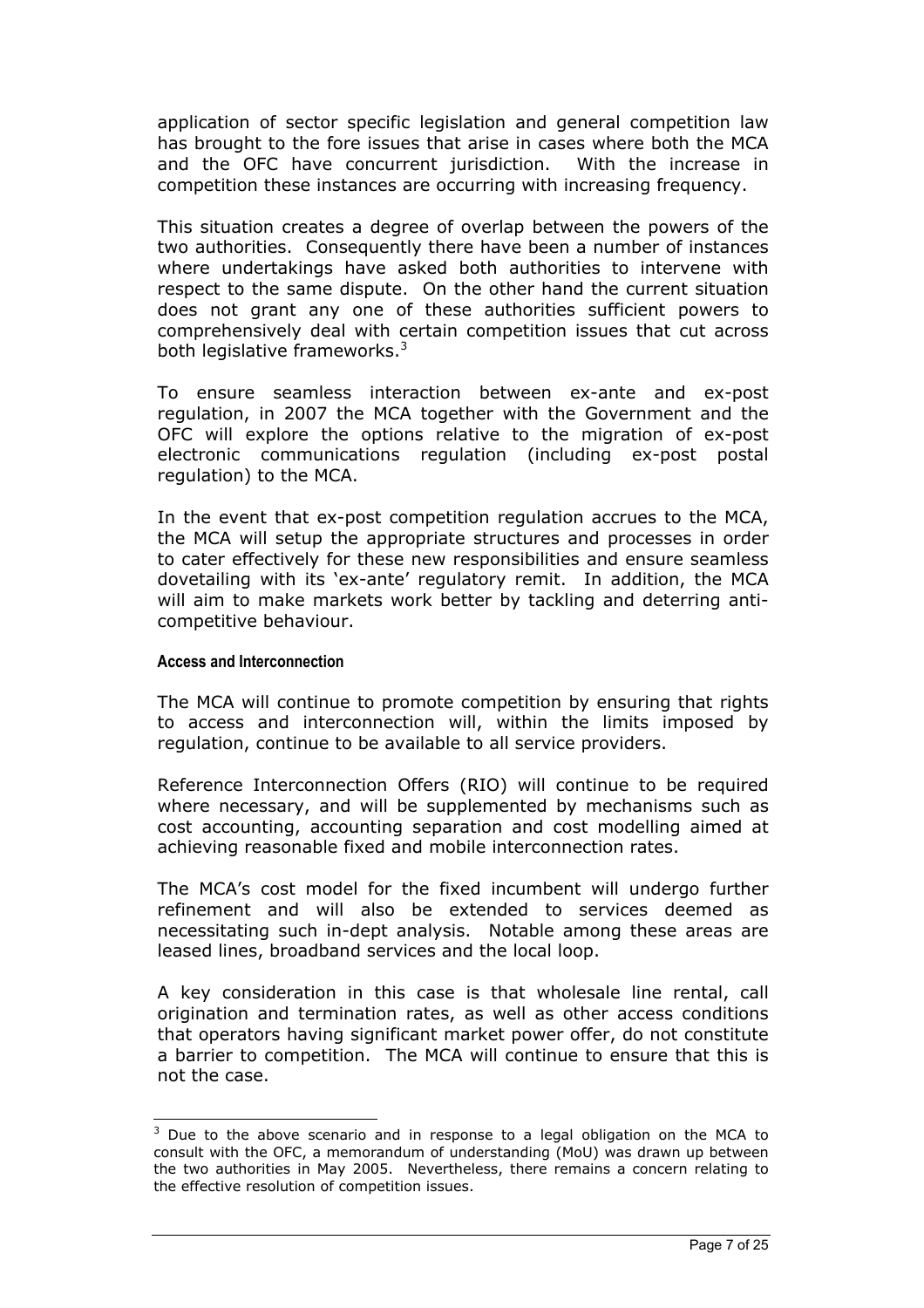application of sector specific legislation and general competition law has brought to the fore issues that arise in cases where both the MCA and the OFC have concurrent jurisdiction. With the increase in competition these instances are occurring with increasing frequency.

This situation creates a degree of overlap between the powers of the two authorities. Consequently there have been a number of instances where undertakings have asked both authorities to intervene with respect to the same dispute. On the other hand the current situation does not grant any one of these authorities sufficient powers to comprehensively deal with certain competition issues that cut across both legislative frameworks.[3]

To ensure seamless interaction between ex-ante and ex-post regulation, in 2007 the MCA together with the Government and the OFC will explore the options relative to the migration of ex-post electronic communications regulation (including ex-post postal regulation) to the MCA.

In the event that ex-post competition regulation accrues to the MCA, the MCA will setup the appropriate structures and processes in order to cater effectively for these new responsibilities and ensure seamless dovetailing with its 'ex-ante' regulatory remit. In addition, the MCA will aim to make markets work better by tackling and deterring anti-competitive behaviour.

#### Access and Interconnection

The MCA will continue to promote competition by ensuring that rights to access and interconnection will, within the limits imposed by regulation, continue to be available to all service providers.

Reference Interconnection Offers (RIO) will continue to be required where necessary, and will be supplemented by mechanisms such as cost accounting, accounting separation and cost modelling aimed at achieving reasonable fixed and mobile interconnection rates.

The MCA's cost model for the fixed incumbent will undergo further refinement and will also be extended to services deemed as necessitating such in-dept analysis. Notable among these areas are leased lines, broadband services and the local loop.

A key consideration in this case is that wholesale line rental, call origination and termination rates, as well as other access conditions that operators having significant market power offer, do not constitute a barrier to competition. The MCA will continue to ensure that this is not the case.

[3] Due to the above scenario and in response to a legal obligation on the MCA to consult with the OFC, a memorandum of understanding (MoU) was drawn up between the two authorities in May 2005. Nevertheless, there remains a concern relating to the effective resolution of competition issues.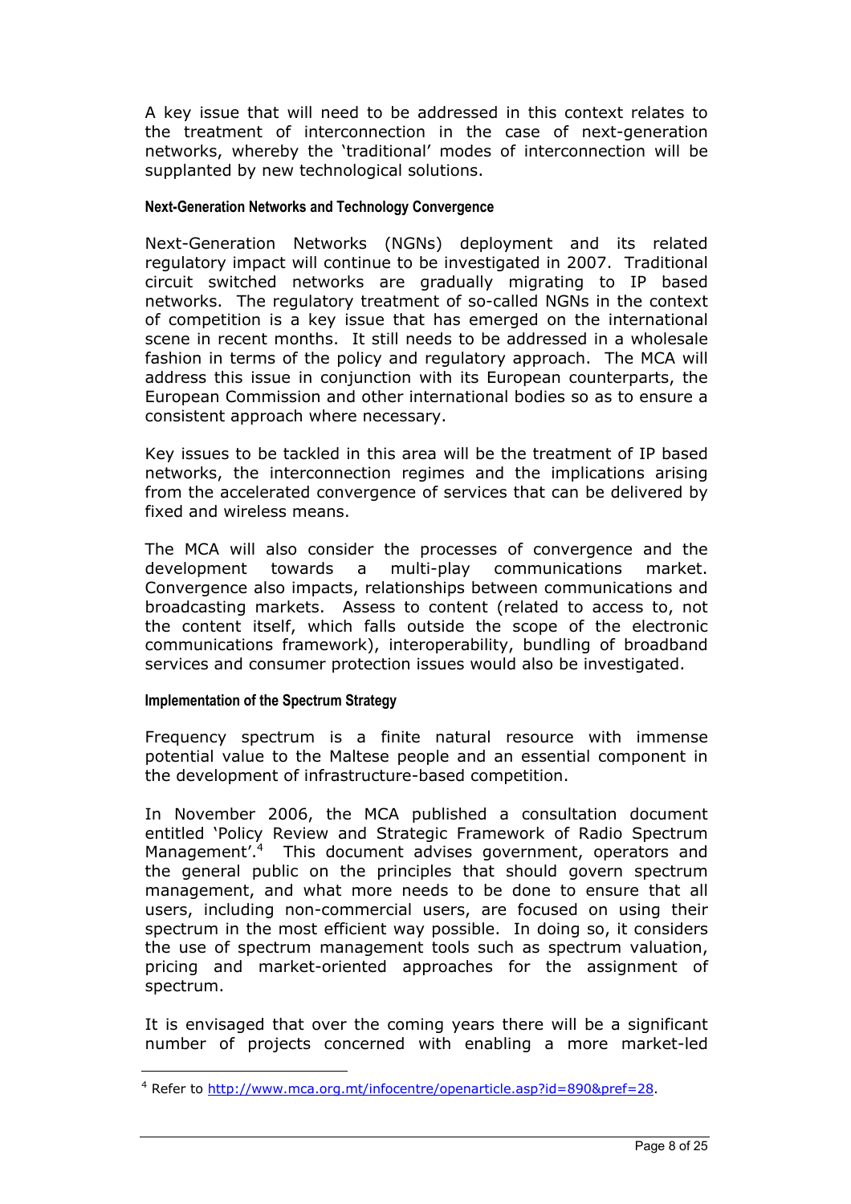A key issue that will need to be addressed in this context relates to the treatment of interconnection in the case of next-generation networks, whereby the 'traditional' modes of interconnection will be supplanted by new technological solutions.

#### Next-Generation Networks and Technology Convergence

Next-Generation Networks (NGNs) deployment and its related regulatory impact will continue to be investigated in 2007. Traditional circuit switched networks are gradually migrating to IP based networks. The regulatory treatment of so-called NGNs in the context of competition is a key issue that has emerged on the international scene in recent months. It still needs to be addressed in a wholesale fashion in terms of the policy and regulatory approach. The MCA will address this issue in conjunction with its European counterparts, the European Commission and other international bodies so as to ensure a consistent approach where necessary.

Key issues to be tackled in this area will be the treatment of IP based networks, the interconnection regimes and the implications arising from the accelerated convergence of services that can be delivered by fixed and wireless means.

The MCA will also consider the processes of convergence and the development towards a multi-play communications market. Convergence also impacts, relationships between communications and broadcasting markets. Assess to content (related to access to, not the content itself, which falls outside the scope of the electronic communications framework), interoperability, bundling of broadband services and consumer protection issues would also be investigated.

#### Implementation of the Spectrum Strategy

Frequency spectrum is a finite natural resource with immense potential value to the Maltese people and an essential component in the development of infrastructure-based competition.

In November 2006, the MCA published a consultation document entitled 'Policy Review and Strategic Framework of Radio Spectrum Management'.[4] This document advises government, operators and the general public on the principles that should govern spectrum management, and what more needs to be done to ensure that all users, including non-commercial users, are focused on using their spectrum in the most efficient way possible. In doing so, it considers the use of spectrum management tools such as spectrum valuation, pricing and market-oriented approaches for the assignment of spectrum.

It is envisaged that over the coming years there will be a significant number of projects concerned with enabling a more market-led

---

[4] Refer to http://www.mca.org.mt/infocentre/openarticle.asp?id=890&pref=28.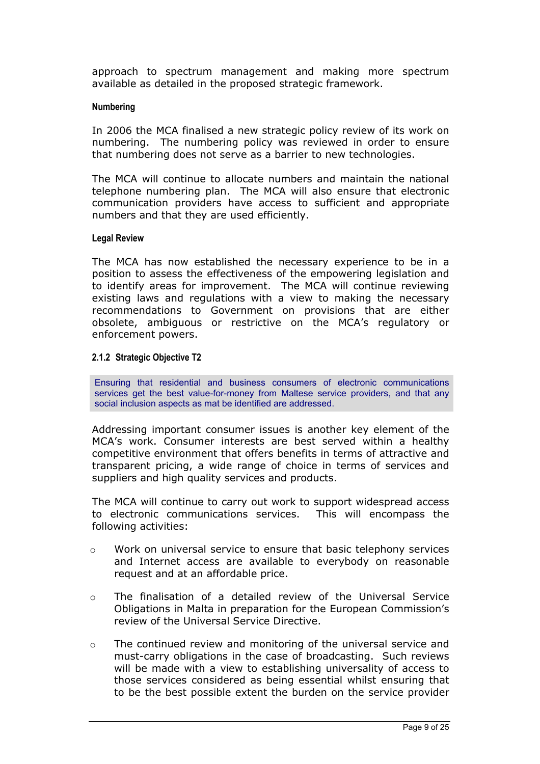approach to spectrum management and making more spectrum available as detailed in the proposed strategic framework.

#### Numbering

In 2006 the MCA finalised a new strategic policy review of its work on numbering. The numbering policy was reviewed in order to ensure that numbering does not serve as a barrier to new technologies.

The MCA will continue to allocate numbers and maintain the national telephone numbering plan. The MCA will also ensure that electronic communication providers have access to sufficient and appropriate numbers and that they are used efficiently.

#### Legal Review

The MCA has now established the necessary experience to be in a position to assess the effectiveness of the empowering legislation and to identify areas for improvement. The MCA will continue reviewing existing laws and regulations with a view to making the necessary recommendations to Government on provisions that are either obsolete, ambiguous or restrictive on the MCA's regulatory or enforcement powers.

### 2.1.2 Strategic Objective T2

> Ensuring that residential and business consumers of electronic communications services get the best value-for-money from Maltese service providers, and that any social inclusion aspects as mat be identified are addressed.

Addressing important consumer issues is another key element of the MCA's work. Consumer interests are best served within a healthy competitive environment that offers benefits in terms of attractive and transparent pricing, a wide range of choice in terms of services and suppliers and high quality services and products.

The MCA will continue to carry out work to support widespread access to electronic communications services. This will encompass the following activities:

- Work on universal service to ensure that basic telephony services and Internet access are available to everybody on reasonable request and at an affordable price.
- The finalisation of a detailed review of the Universal Service Obligations in Malta in preparation for the European Commission's review of the Universal Service Directive.
- The continued review and monitoring of the universal service and must-carry obligations in the case of broadcasting. Such reviews will be made with a view to establishing universality of access to those services considered as being essential whilst ensuring that to be the best possible extent the burden on the service provider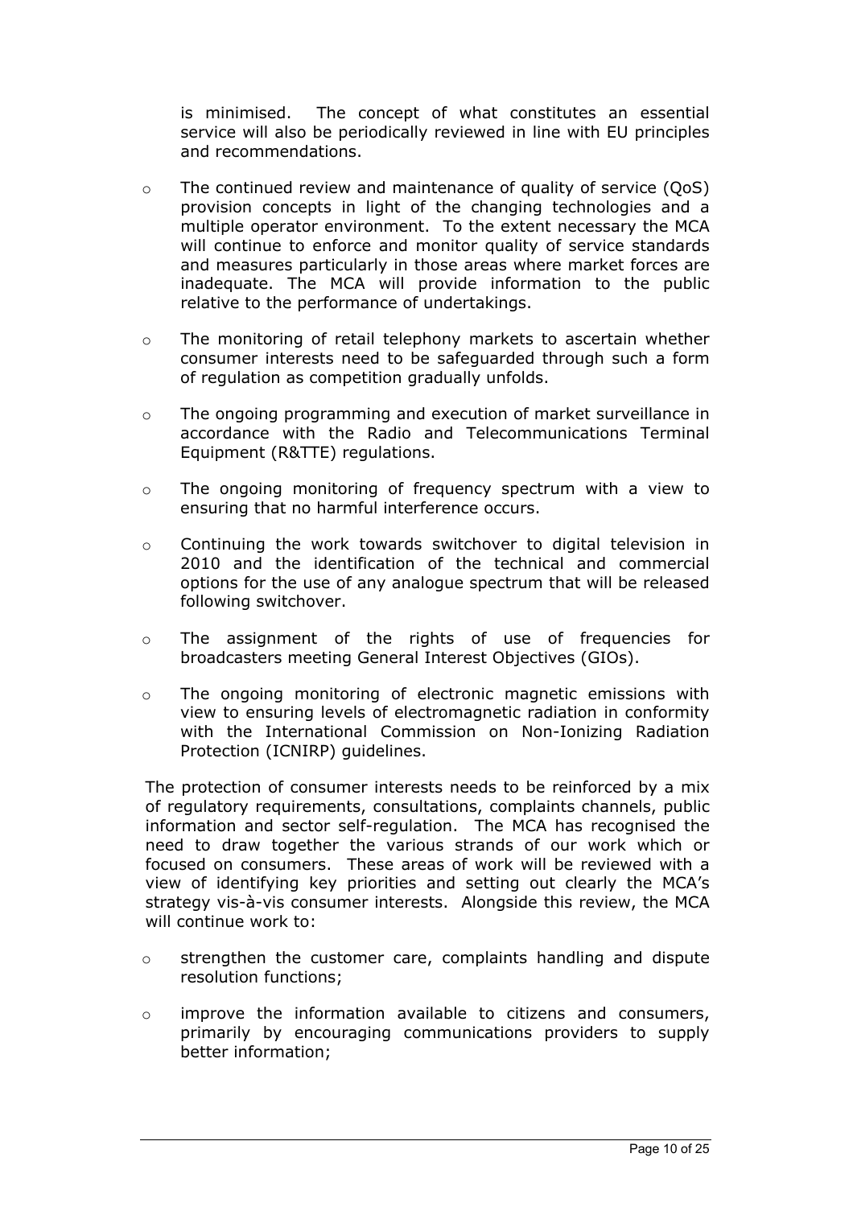is minimised. The concept of what constitutes an essential service will also be periodically reviewed in line with EU principles and recommendations.

- The continued review and maintenance of quality of service (QoS) provision concepts in light of the changing technologies and a multiple operator environment. To the extent necessary the MCA will continue to enforce and monitor quality of service standards and measures particularly in those areas where market forces are inadequate. The MCA will provide information to the public relative to the performance of undertakings.

- The monitoring of retail telephony markets to ascertain whether consumer interests need to be safeguarded through such a form of regulation as competition gradually unfolds.

- The ongoing programming and execution of market surveillance in accordance with the Radio and Telecommunications Terminal Equipment (R&TTE) regulations.

- The ongoing monitoring of frequency spectrum with a view to ensuring that no harmful interference occurs.

- Continuing the work towards switchover to digital television in 2010 and the identification of the technical and commercial options for the use of any analogue spectrum that will be released following switchover.

- The assignment of the rights of use of frequencies for broadcasters meeting General Interest Objectives (GIOs).

- The ongoing monitoring of electronic magnetic emissions with view to ensuring levels of electromagnetic radiation in conformity with the International Commission on Non-Ionizing Radiation Protection (ICNIRP) guidelines.

The protection of consumer interests needs to be reinforced by a mix of regulatory requirements, consultations, complaints channels, public information and sector self-regulation. The MCA has recognised the need to draw together the various strands of our work which or focused on consumers. These areas of work will be reviewed with a view of identifying key priorities and setting out clearly the MCA's strategy vis-à-vis consumer interests. Alongside this review, the MCA will continue work to:

- strengthen the customer care, complaints handling and dispute resolution functions;

- improve the information available to citizens and consumers, primarily by encouraging communications providers to supply better information;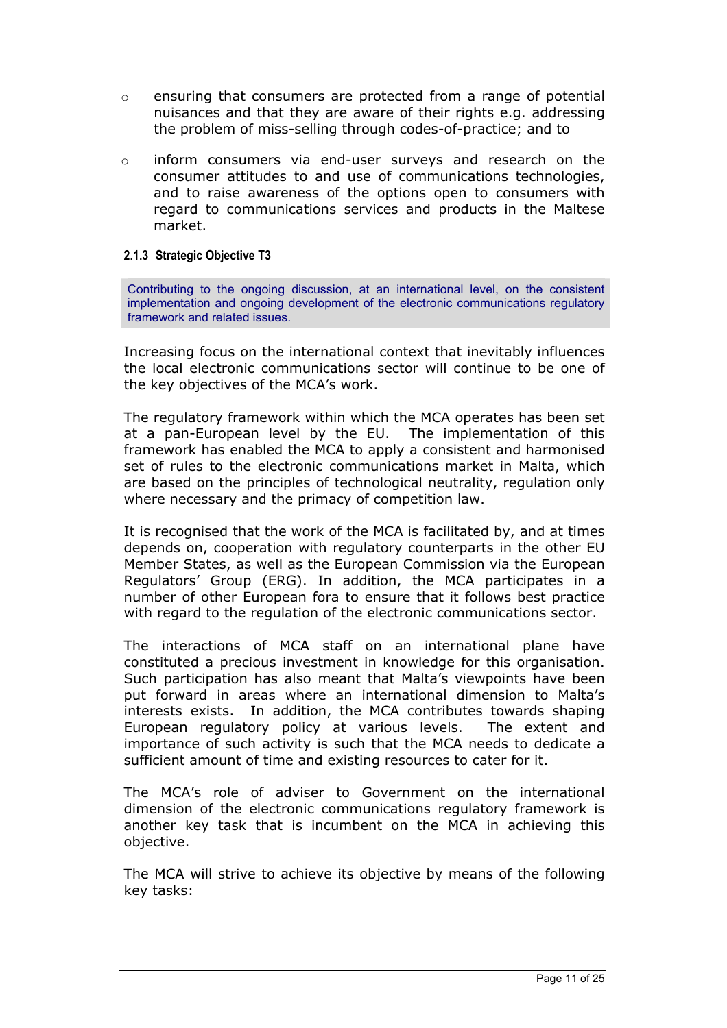- ensuring that consumers are protected from a range of potential nuisances and that they are aware of their rights e.g. addressing the problem of miss-selling through codes-of-practice; and to

- inform consumers via end-user surveys and research on the consumer attitudes to and use of communications technologies, and to raise awareness of the options open to consumers with regard to communications services and products in the Maltese market.

#### 2.1.3 Strategic Objective T3

> Contributing to the ongoing discussion, at an international level, on the consistent implementation and ongoing development of the electronic communications regulatory framework and related issues.

Increasing focus on the international context that inevitably influences the local electronic communications sector will continue to be one of the key objectives of the MCA's work.

The regulatory framework within which the MCA operates has been set at a pan-European level by the EU. The implementation of this framework has enabled the MCA to apply a consistent and harmonised set of rules to the electronic communications market in Malta, which are based on the principles of technological neutrality, regulation only where necessary and the primacy of competition law.

It is recognised that the work of the MCA is facilitated by, and at times depends on, cooperation with regulatory counterparts in the other EU Member States, as well as the European Commission via the European Regulators' Group (ERG). In addition, the MCA participates in a number of other European fora to ensure that it follows best practice with regard to the regulation of the electronic communications sector.

The interactions of MCA staff on an international plane have constituted a precious investment in knowledge for this organisation. Such participation has also meant that Malta's viewpoints have been put forward in areas where an international dimension to Malta's interests exists. In addition, the MCA contributes towards shaping European regulatory policy at various levels. The extent and importance of such activity is such that the MCA needs to dedicate a sufficient amount of time and existing resources to cater for it.

The MCA's role of adviser to Government on the international dimension of the electronic communications regulatory framework is another key task that is incumbent on the MCA in achieving this objective.

The MCA will strive to achieve its objective by means of the following key tasks: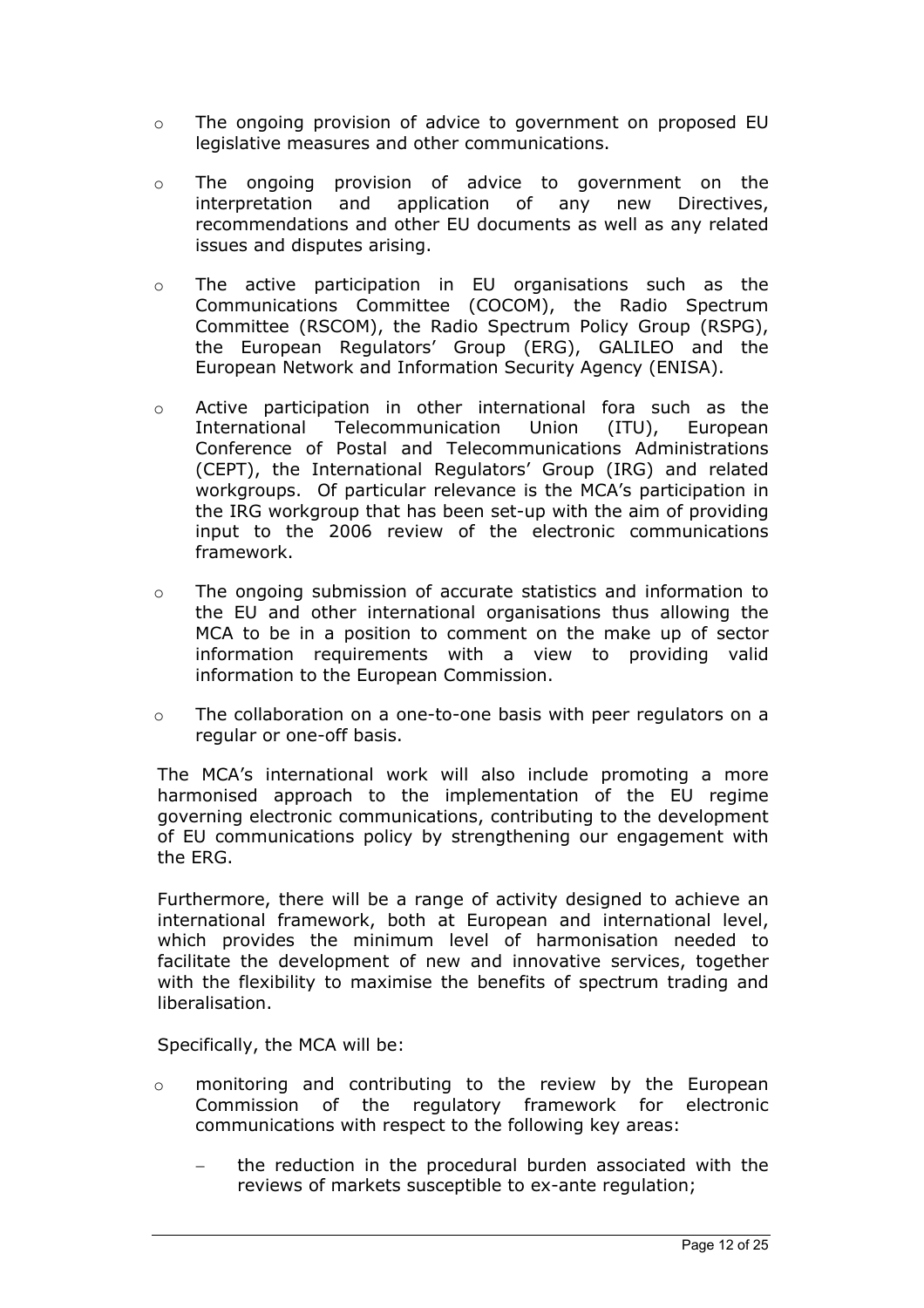- The ongoing provision of advice to government on proposed EU legislative measures and other communications.
- The ongoing provision of advice to government on the interpretation and application of any new Directives, recommendations and other EU documents as well as any related issues and disputes arising.
- The active participation in EU organisations such as the Communications Committee (COCOM), the Radio Spectrum Committee (RSCOM), the Radio Spectrum Policy Group (RSPG), the European Regulators' Group (ERG), GALILEO and the European Network and Information Security Agency (ENISA).
- Active participation in other international fora such as the International Telecommunication Union (ITU), European Conference of Postal and Telecommunications Administrations (CEPT), the International Regulators' Group (IRG) and related workgroups. Of particular relevance is the MCA's participation in the IRG workgroup that has been set-up with the aim of providing input to the 2006 review of the electronic communications framework.
- The ongoing submission of accurate statistics and information to the EU and other international organisations thus allowing the MCA to be in a position to comment on the make up of sector information requirements with a view to providing valid information to the European Commission.
- The collaboration on a one-to-one basis with peer regulators on a regular or one-off basis.

The MCA's international work will also include promoting a more harmonised approach to the implementation of the EU regime governing electronic communications, contributing to the development of EU communications policy by strengthening our engagement with the ERG.

Furthermore, there will be a range of activity designed to achieve an international framework, both at European and international level, which provides the minimum level of harmonisation needed to facilitate the development of new and innovative services, together with the flexibility to maximise the benefits of spectrum trading and liberalisation.

Specifically, the MCA will be:

- monitoring and contributing to the review by the European Commission of the regulatory framework for electronic communications with respect to the following key areas:
  - the reduction in the procedural burden associated with the reviews of markets susceptible to ex-ante regulation;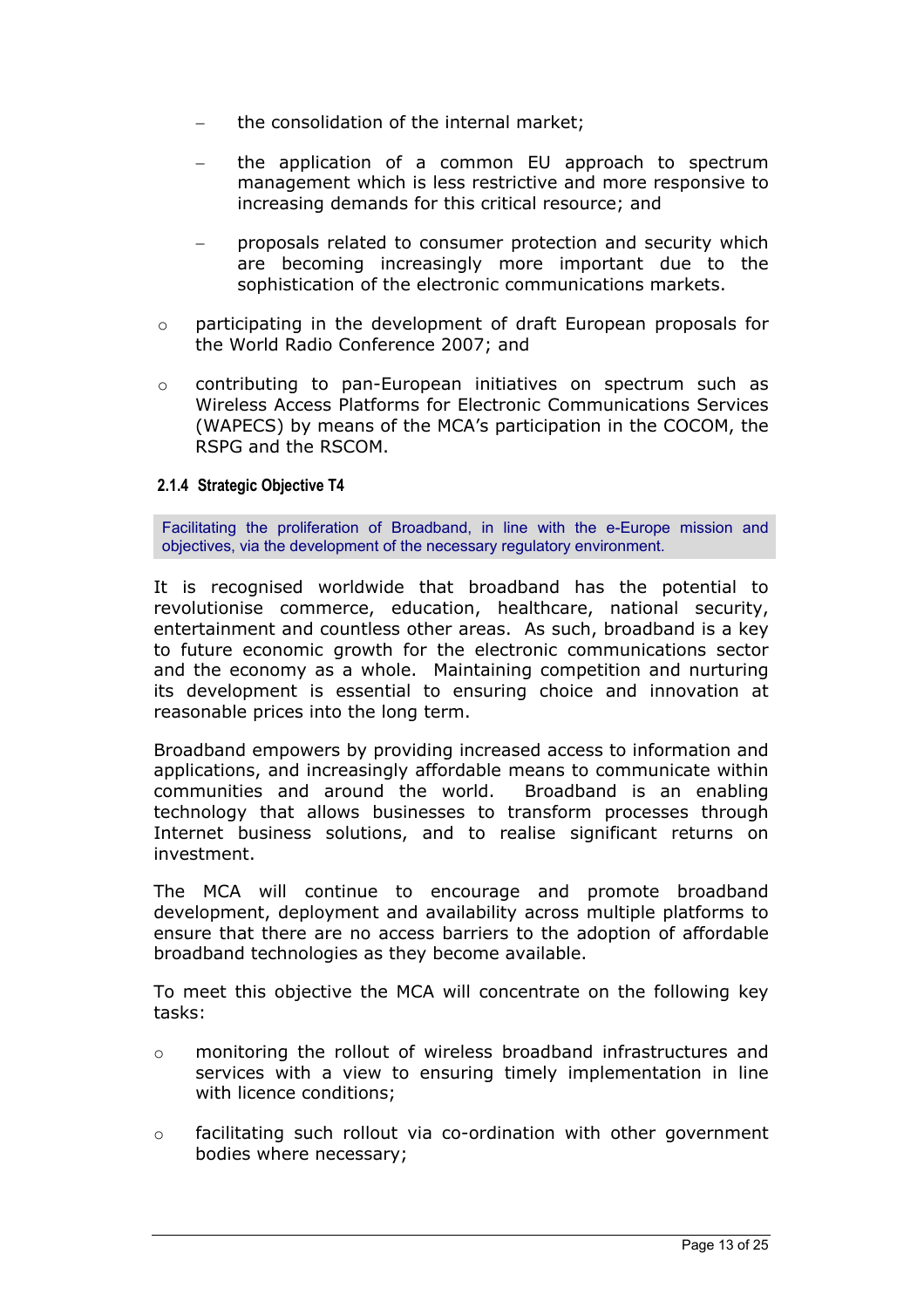- the consolidation of the internal market;

  - the application of a common EU approach to spectrum management which is less restrictive and more responsive to increasing demands for this critical resource; and

  - proposals related to consumer protection and security which are becoming increasingly more important due to the sophistication of the electronic communications markets.

- participating in the development of draft European proposals for the World Radio Conference 2007; and

- contributing to pan-European initiatives on spectrum such as Wireless Access Platforms for Electronic Communications Services (WAPECS) by means of the MCA's participation in the COCOM, the RSPG and the RSCOM.

#### 2.1.4 Strategic Objective T4

Facilitating the proliferation of Broadband, in line with the e-Europe mission and objectives, via the development of the necessary regulatory environment.

It is recognised worldwide that broadband has the potential to revolutionise commerce, education, healthcare, national security, entertainment and countless other areas. As such, broadband is a key to future economic growth for the electronic communications sector and the economy as a whole. Maintaining competition and nurturing its development is essential to ensuring choice and innovation at reasonable prices into the long term.

Broadband empowers by providing increased access to information and applications, and increasingly affordable means to communicate within communities and around the world. Broadband is an enabling technology that allows businesses to transform processes through Internet business solutions, and to realise significant returns on investment.

The MCA will continue to encourage and promote broadband development, deployment and availability across multiple platforms to ensure that there are no access barriers to the adoption of affordable broadband technologies as they become available.

To meet this objective the MCA will concentrate on the following key tasks:

- monitoring the rollout of wireless broadband infrastructures and services with a view to ensuring timely implementation in line with licence conditions;

- facilitating such rollout via co-ordination with other government bodies where necessary;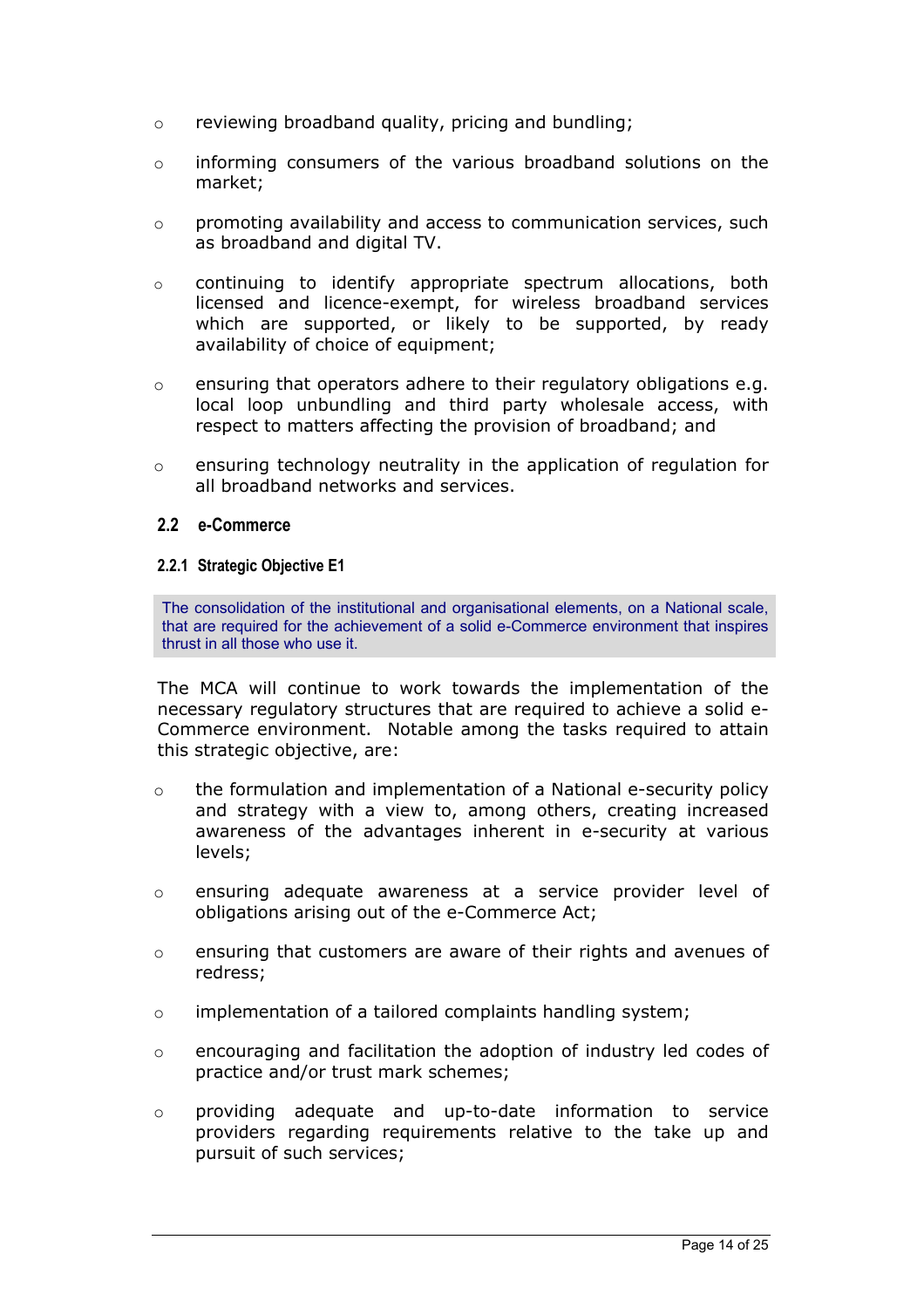- reviewing broadband quality, pricing and bundling;
- informing consumers of the various broadband solutions on the market;
- promoting availability and access to communication services, such as broadband and digital TV.
- continuing to identify appropriate spectrum allocations, both licensed and licence-exempt, for wireless broadband services which are supported, or likely to be supported, by ready availability of choice of equipment;
- ensuring that operators adhere to their regulatory obligations e.g. local loop unbundling and third party wholesale access, with respect to matters affecting the provision of broadband; and
- ensuring technology neutrality in the application of regulation for all broadband networks and services.

## 2.2 e-Commerce

### 2.2.1 Strategic Objective E1

> The consolidation of the institutional and organisational elements, on a National scale, that are required for the achievement of a solid e-Commerce environment that inspires thrust in all those who use it.

The MCA will continue to work towards the implementation of the necessary regulatory structures that are required to achieve a solid e-Commerce environment. Notable among the tasks required to attain this strategic objective, are:

- the formulation and implementation of a National e-security policy and strategy with a view to, among others, creating increased awareness of the advantages inherent in e-security at various levels;
- ensuring adequate awareness at a service provider level of obligations arising out of the e-Commerce Act;
- ensuring that customers are aware of their rights and avenues of redress;
- implementation of a tailored complaints handling system;
- encouraging and facilitation the adoption of industry led codes of practice and/or trust mark schemes;
- providing adequate and up-to-date information to service providers regarding requirements relative to the take up and pursuit of such services;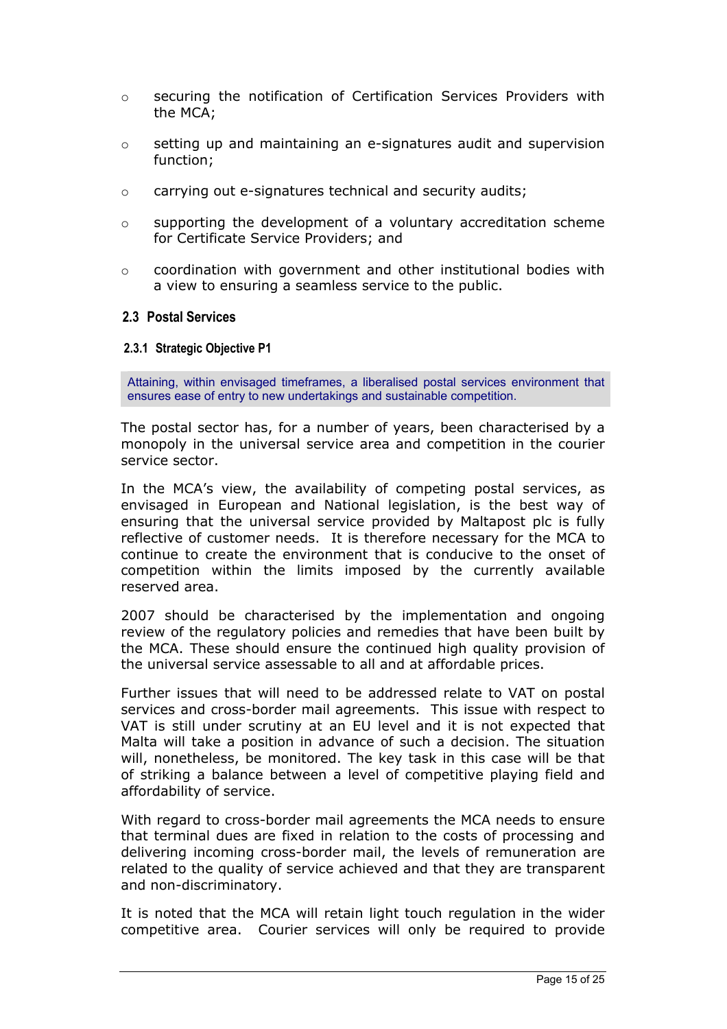- securing the notification of Certification Services Providers with the MCA;
- setting up and maintaining an e-signatures audit and supervision function;
- carrying out e-signatures technical and security audits;
- supporting the development of a voluntary accreditation scheme for Certificate Service Providers; and
- coordination with government and other institutional bodies with a view to ensuring a seamless service to the public.

## 2.3 Postal Services

### 2.3.1 Strategic Objective P1

Attaining, within envisaged timeframes, a liberalised postal services environment that ensures ease of entry to new undertakings and sustainable competition.

The postal sector has, for a number of years, been characterised by a monopoly in the universal service area and competition in the courier service sector.

In the MCA's view, the availability of competing postal services, as envisaged in European and National legislation, is the best way of ensuring that the universal service provided by Maltapost plc is fully reflective of customer needs. It is therefore necessary for the MCA to continue to create the environment that is conducive to the onset of competition within the limits imposed by the currently available reserved area.

2007 should be characterised by the implementation and ongoing review of the regulatory policies and remedies that have been built by the MCA. These should ensure the continued high quality provision of the universal service assessable to all and at affordable prices.

Further issues that will need to be addressed relate to VAT on postal services and cross-border mail agreements. This issue with respect to VAT is still under scrutiny at an EU level and it is not expected that Malta will take a position in advance of such a decision. The situation will, nonetheless, be monitored. The key task in this case will be that of striking a balance between a level of competitive playing field and affordability of service.

With regard to cross-border mail agreements the MCA needs to ensure that terminal dues are fixed in relation to the costs of processing and delivering incoming cross-border mail, the levels of remuneration are related to the quality of service achieved and that they are transparent and non-discriminatory.

It is noted that the MCA will retain light touch regulation in the wider competitive area. Courier services will only be required to provide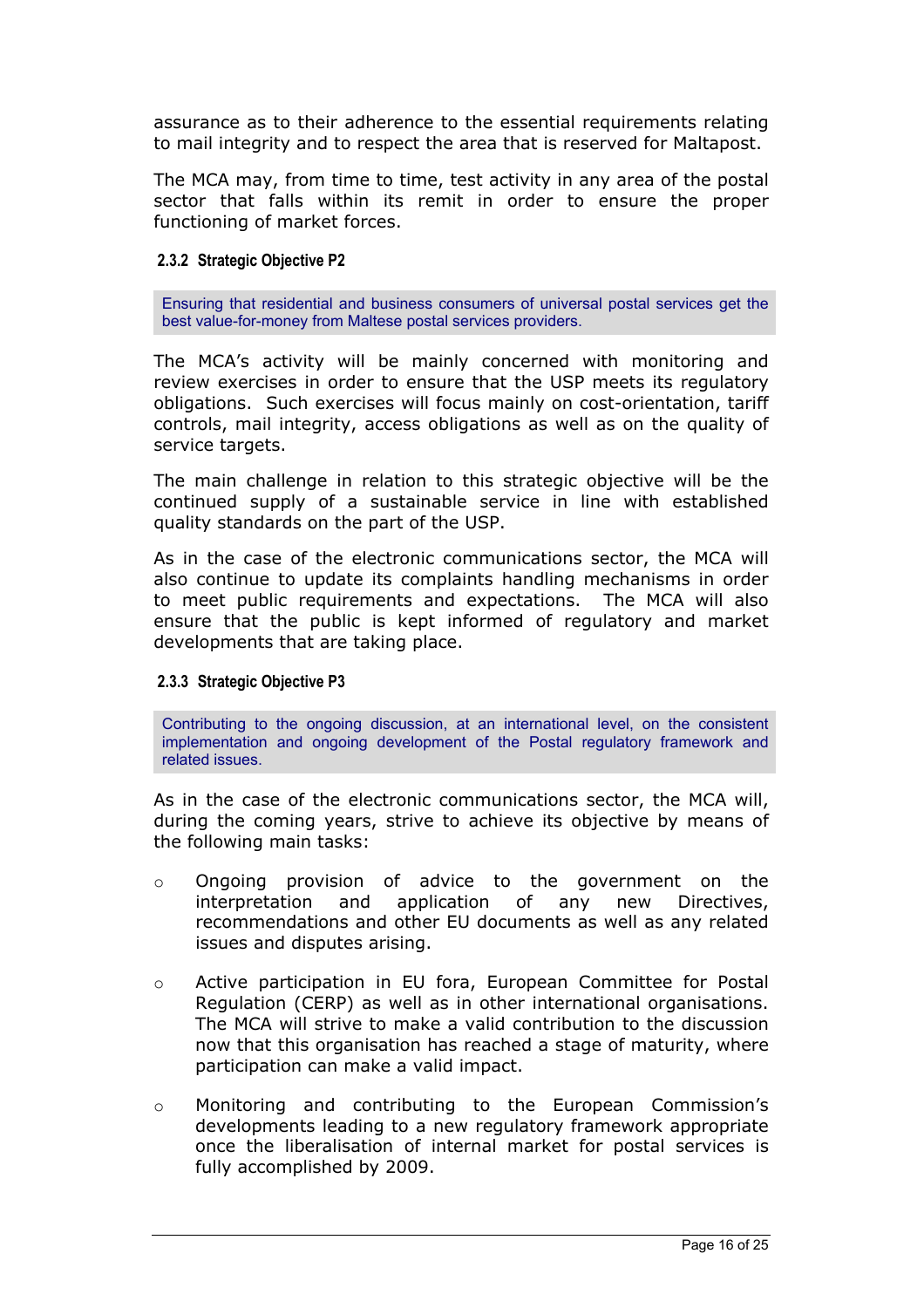assurance as to their adherence to the essential requirements relating to mail integrity and to respect the area that is reserved for Maltapost.

The MCA may, from time to time, test activity in any area of the postal sector that falls within its remit in order to ensure the proper functioning of market forces.

#### 2.3.2 Strategic Objective P2

> Ensuring that residential and business consumers of universal postal services get the best value-for-money from Maltese postal services providers.

The MCA's activity will be mainly concerned with monitoring and review exercises in order to ensure that the USP meets its regulatory obligations. Such exercises will focus mainly on cost-orientation, tariff controls, mail integrity, access obligations as well as on the quality of service targets.

The main challenge in relation to this strategic objective will be the continued supply of a sustainable service in line with established quality standards on the part of the USP.

As in the case of the electronic communications sector, the MCA will also continue to update its complaints handling mechanisms in order to meet public requirements and expectations. The MCA will also ensure that the public is kept informed of regulatory and market developments that are taking place.

#### 2.3.3 Strategic Objective P3

> Contributing to the ongoing discussion, at an international level, on the consistent implementation and ongoing development of the Postal regulatory framework and related issues.

As in the case of the electronic communications sector, the MCA will, during the coming years, strive to achieve its objective by means of the following main tasks:

- Ongoing provision of advice to the government on the interpretation and application of any new Directives, recommendations and other EU documents as well as any related issues and disputes arising.
- Active participation in EU fora, European Committee for Postal Regulation (CERP) as well as in other international organisations. The MCA will strive to make a valid contribution to the discussion now that this organisation has reached a stage of maturity, where participation can make a valid impact.
- Monitoring and contributing to the European Commission's developments leading to a new regulatory framework appropriate once the liberalisation of internal market for postal services is fully accomplished by 2009.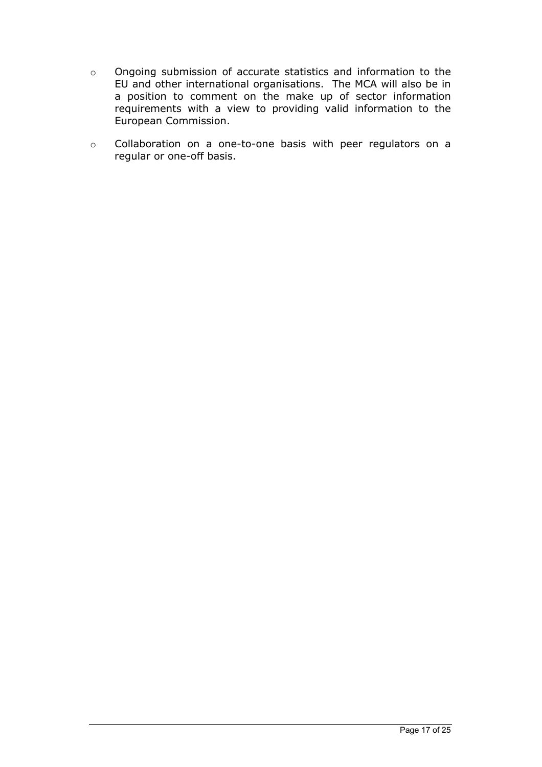- Ongoing submission of accurate statistics and information to the EU and other international organisations. The MCA will also be in a position to comment on the make up of sector information requirements with a view to providing valid information to the European Commission.
- Collaboration on a one-to-one basis with peer regulators on a regular or one-off basis.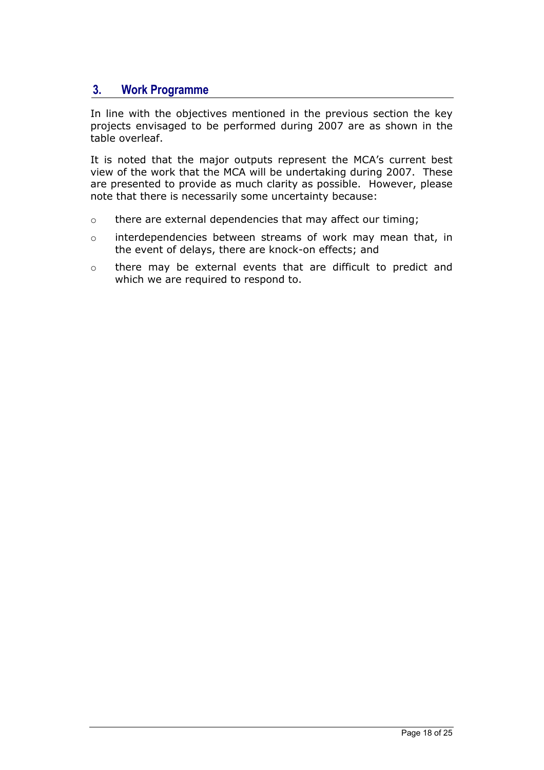## 3. Work Programme

In line with the objectives mentioned in the previous section the key projects envisaged to be performed during 2007 are as shown in the table overleaf.

It is noted that the major outputs represent the MCA's current best view of the work that the MCA will be undertaking during 2007. These are presented to provide as much clarity as possible. However, please note that there is necessarily some uncertainty because:

- there are external dependencies that may affect our timing;
- interdependencies between streams of work may mean that, in the event of delays, there are knock-on effects; and
- there may be external events that are difficult to predict and which we are required to respond to.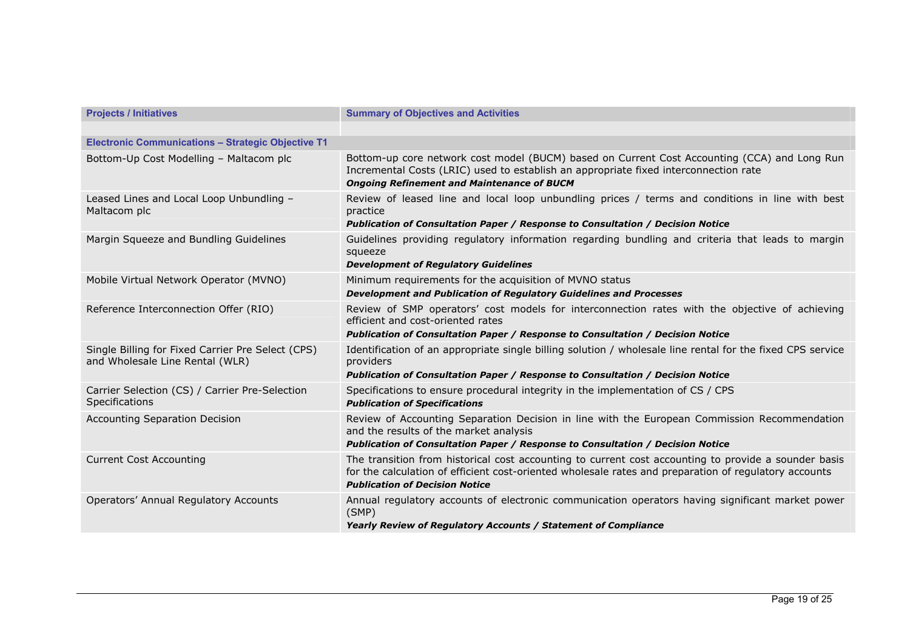| Projects / Initiatives | Summary of Objectives and Activities |
|---|---|
| **Electronic Communications – Strategic Objective T1** | |
| Bottom-Up Cost Modelling – Maltacom plc | Bottom-up core network cost model (BUCM) based on Current Cost Accounting (CCA) and Long Run Incremental Costs (LRIC) used to establish an appropriate fixed interconnection rate<br>***Ongoing Refinement and Maintenance of BUCM*** |
| Leased Lines and Local Loop Unbundling – Maltacom plc | Review of leased line and local loop unbundling prices / terms and conditions in line with best practice<br>***Publication of Consultation Paper / Response to Consultation / Decision Notice*** |
| Margin Squeeze and Bundling Guidelines | Guidelines providing regulatory information regarding bundling and criteria that leads to margin squeeze<br>***Development of Regulatory Guidelines*** |
| Mobile Virtual Network Operator (MVNO) | Minimum requirements for the acquisition of MVNO status<br>***Development and Publication of Regulatory Guidelines and Processes*** |
| Reference Interconnection Offer (RIO) | Review of SMP operators' cost models for interconnection rates with the objective of achieving efficient and cost-oriented rates<br>***Publication of Consultation Paper / Response to Consultation / Decision Notice*** |
| Single Billing for Fixed Carrier Pre Select (CPS) and Wholesale Line Rental (WLR) | Identification of an appropriate single billing solution / wholesale line rental for the fixed CPS service providers<br>***Publication of Consultation Paper / Response to Consultation / Decision Notice*** |
| Carrier Selection (CS) / Carrier Pre-Selection Specifications | Specifications to ensure procedural integrity in the implementation of CS / CPS<br>***Publication of Specifications*** |
| Accounting Separation Decision | Review of Accounting Separation Decision in line with the European Commission Recommendation and the results of the market analysis<br>***Publication of Consultation Paper / Response to Consultation / Decision Notice*** |
| Current Cost Accounting | The transition from historical cost accounting to current cost accounting to provide a sounder basis for the calculation of efficient cost-oriented wholesale rates and preparation of regulatory accounts<br>***Publication of Decision Notice*** |
| Operators' Annual Regulatory Accounts | Annual regulatory accounts of electronic communication operators having significant market power (SMP)<br>***Yearly Review of Regulatory Accounts / Statement of Compliance*** |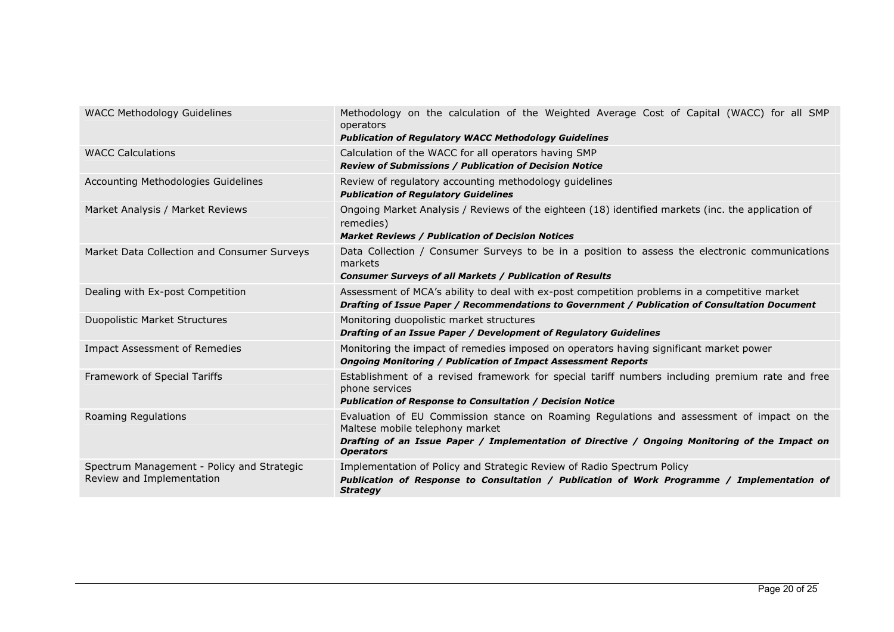| | |
|---|---|
| WACC Methodology Guidelines | Methodology on the calculation of the Weighted Average Cost of Capital (WACC) for all SMP operators<br>***Publication of Regulatory WACC Methodology Guidelines*** |
| WACC Calculations | Calculation of the WACC for all operators having SMP<br>***Review of Submissions / Publication of Decision Notice*** |
| Accounting Methodologies Guidelines | Review of regulatory accounting methodology guidelines<br>***Publication of Regulatory Guidelines*** |
| Market Analysis / Market Reviews | Ongoing Market Analysis / Reviews of the eighteen (18) identified markets (inc. the application of remedies)<br>***Market Reviews / Publication of Decision Notices*** |
| Market Data Collection and Consumer Surveys | Data Collection / Consumer Surveys to be in a position to assess the electronic communications markets<br>***Consumer Surveys of all Markets / Publication of Results*** |
| Dealing with Ex-post Competition | Assessment of MCA's ability to deal with ex-post competition problems in a competitive market<br>***Drafting of Issue Paper / Recommendations to Government / Publication of Consultation Document*** |
| Duopolistic Market Structures | Monitoring duopolistic market structures<br>***Drafting of an Issue Paper / Development of Regulatory Guidelines*** |
| Impact Assessment of Remedies | Monitoring the impact of remedies imposed on operators having significant market power<br>***Ongoing Monitoring / Publication of Impact Assessment Reports*** |
| Framework of Special Tariffs | Establishment of a revised framework for special tariff numbers including premium rate and free phone services<br>***Publication of Response to Consultation / Decision Notice*** |
| Roaming Regulations | Evaluation of EU Commission stance on Roaming Regulations and assessment of impact on the Maltese mobile telephony market<br>***Drafting of an Issue Paper / Implementation of Directive / Ongoing Monitoring of the Impact on Operators*** |
| Spectrum Management - Policy and Strategic Review and Implementation | Implementation of Policy and Strategic Review of Radio Spectrum Policy<br>***Publication of Response to Consultation / Publication of Work Programme / Implementation of Strategy*** |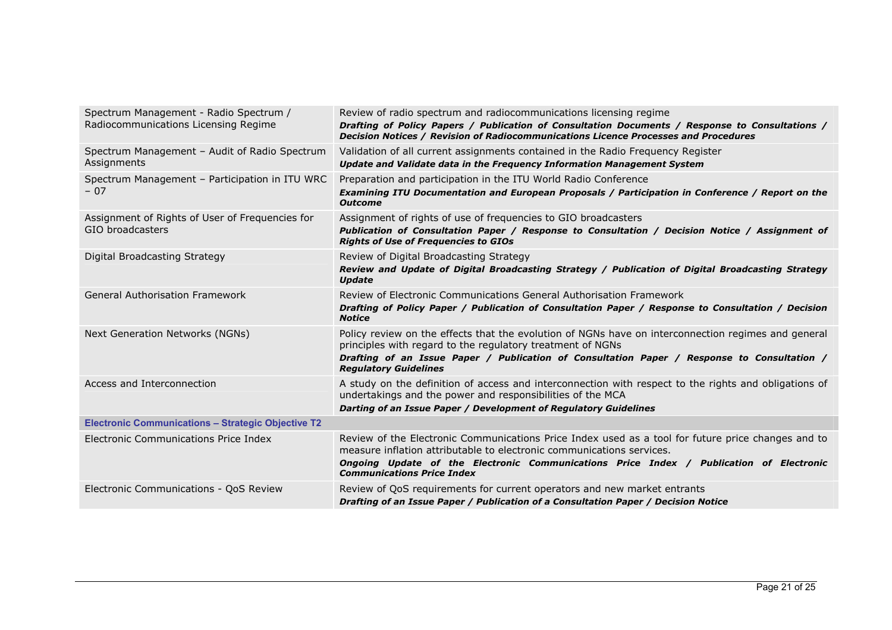| | |
|---|---|
| Spectrum Management - Radio Spectrum / Radiocommunications Licensing Regime | Review of radio spectrum and radiocommunications licensing regime<br>***Drafting of Policy Papers / Publication of Consultation Documents / Response to Consultations / Decision Notices / Revision of Radiocommunications Licence Processes and Procedures*** |
| Spectrum Management – Audit of Radio Spectrum Assignments | Validation of all current assignments contained in the Radio Frequency Register<br>***Update and Validate data in the Frequency Information Management System*** |
| Spectrum Management – Participation in ITU WRC – 07 | Preparation and participation in the ITU World Radio Conference<br>***Examining ITU Documentation and European Proposals / Participation in Conference / Report on the Outcome*** |
| Assignment of Rights of User of Frequencies for GIO broadcasters | Assignment of rights of use of frequencies to GIO broadcasters<br>***Publication of Consultation Paper / Response to Consultation / Decision Notice / Assignment of Rights of Use of Frequencies to GIOs*** |
| Digital Broadcasting Strategy | Review of Digital Broadcasting Strategy<br>***Review and Update of Digital Broadcasting Strategy / Publication of Digital Broadcasting Strategy Update*** |
| General Authorisation Framework | Review of Electronic Communications General Authorisation Framework<br>***Drafting of Policy Paper / Publication of Consultation Paper / Response to Consultation / Decision Notice*** |
| Next Generation Networks (NGNs) | Policy review on the effects that the evolution of NGNs have on interconnection regimes and general principles with regard to the regulatory treatment of NGNs<br>***Drafting of an Issue Paper / Publication of Consultation Paper / Response to Consultation / Regulatory Guidelines*** |
| Access and Interconnection | A study on the definition of access and interconnection with respect to the rights and obligations of undertakings and the power and responsibilities of the MCA<br>***Darting of an Issue Paper / Development of Regulatory Guidelines*** |
| **Electronic Communications – Strategic Objective T2** | |
| Electronic Communications Price Index | Review of the Electronic Communications Price Index used as a tool for future price changes and to measure inflation attributable to electronic communications services.<br>***Ongoing Update of the Electronic Communications Price Index / Publication of Electronic Communications Price Index*** |
| Electronic Communications - QoS Review | Review of QoS requirements for current operators and new market entrants<br>***Drafting of an Issue Paper / Publication of a Consultation Paper / Decision Notice*** |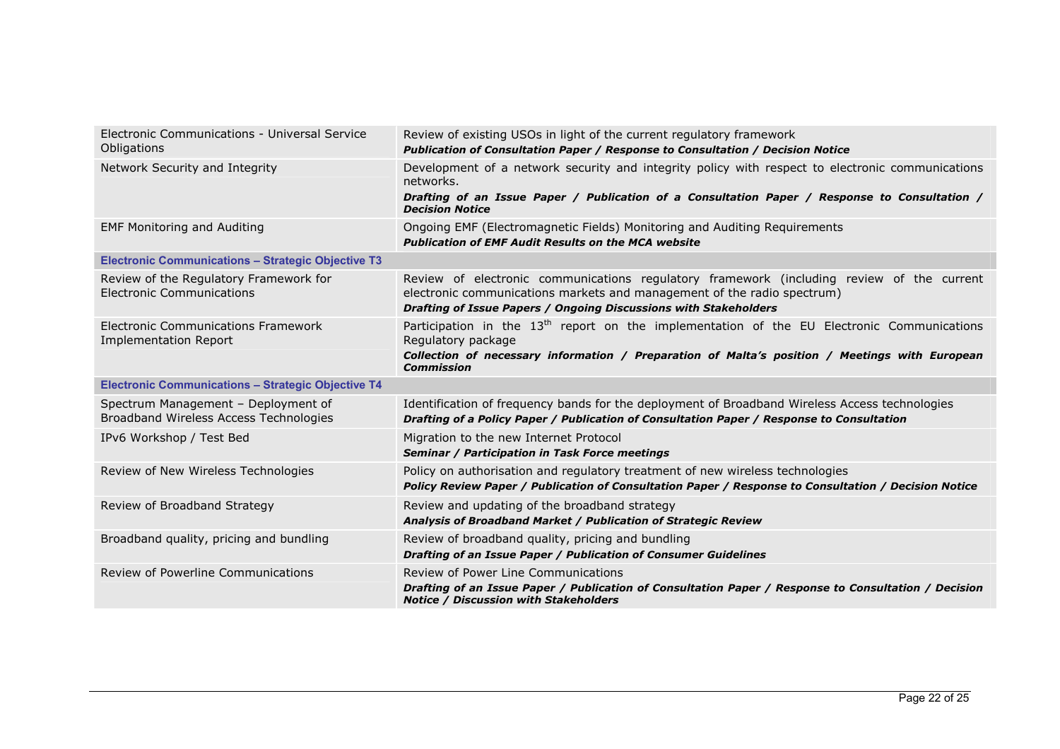| | |
|---|---|
| Electronic Communications - Universal Service Obligations | Review of existing USOs in light of the current regulatory framework<br>***Publication of Consultation Paper / Response to Consultation / Decision Notice*** |
| Network Security and Integrity | Development of a network security and integrity policy with respect to electronic communications networks.<br>***Drafting of an Issue Paper / Publication of a Consultation Paper / Response to Consultation / Decision Notice*** |
| EMF Monitoring and Auditing | Ongoing EMF (Electromagnetic Fields) Monitoring and Auditing Requirements<br>***Publication of EMF Audit Results on the MCA website*** |
| **Electronic Communications – Strategic Objective T3** | |
| Review of the Regulatory Framework for Electronic Communications | Review of electronic communications regulatory framework (including review of the current electronic communications markets and management of the radio spectrum)<br>***Drafting of Issue Papers / Ongoing Discussions with Stakeholders*** |
| Electronic Communications Framework Implementation Report | Participation in the 13th report on the implementation of the EU Electronic Communications Regulatory package<br>***Collection of necessary information / Preparation of Malta's position / Meetings with European Commission*** |
| **Electronic Communications – Strategic Objective T4** | |
| Spectrum Management – Deployment of Broadband Wireless Access Technologies | Identification of frequency bands for the deployment of Broadband Wireless Access technologies<br>***Drafting of a Policy Paper / Publication of Consultation Paper / Response to Consultation*** |
| IPv6 Workshop / Test Bed | Migration to the new Internet Protocol<br>***Seminar / Participation in Task Force meetings*** |
| Review of New Wireless Technologies | Policy on authorisation and regulatory treatment of new wireless technologies<br>***Policy Review Paper / Publication of Consultation Paper / Response to Consultation / Decision Notice*** |
| Review of Broadband Strategy | Review and updating of the broadband strategy<br>***Analysis of Broadband Market / Publication of Strategic Review*** |
| Broadband quality, pricing and bundling | Review of broadband quality, pricing and bundling<br>***Drafting of an Issue Paper / Publication of Consumer Guidelines*** |
| Review of Powerline Communications | Review of Power Line Communications<br>***Drafting of an Issue Paper / Publication of Consultation Paper / Response to Consultation / Decision Notice / Discussion with Stakeholders*** |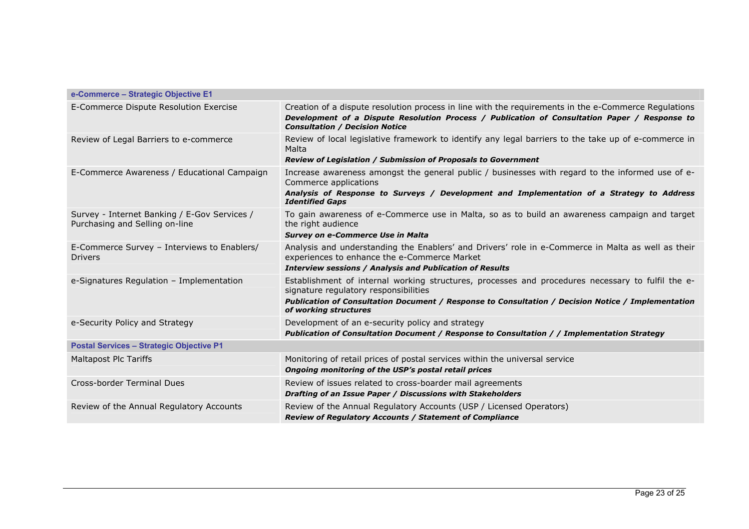| e-Commerce – Strategic Objective E1 | |
|---|---|
| E-Commerce Dispute Resolution Exercise | Creation of a dispute resolution process in line with the requirements in the e-Commerce Regulations<br>***Development of a Dispute Resolution Process / Publication of Consultation Paper / Response to Consultation / Decision Notice*** |
| Review of Legal Barriers to e-commerce | Review of local legislative framework to identify any legal barriers to the take up of e-commerce in Malta<br>***Review of Legislation / Submission of Proposals to Government*** |
| E-Commerce Awareness / Educational Campaign | Increase awareness amongst the general public / businesses with regard to the informed use of e-Commerce applications<br>***Analysis of Response to Surveys / Development and Implementation of a Strategy to Address Identified Gaps*** |
| Survey - Internet Banking / E-Gov Services / Purchasing and Selling on-line | To gain awareness of e-Commerce use in Malta, so as to build an awareness campaign and target the right audience<br>***Survey on e-Commerce Use in Malta*** |
| E-Commerce Survey – Interviews to Enablers/ Drivers | Analysis and understanding the Enablers' and Drivers' role in e-Commerce in Malta as well as their experiences to enhance the e-Commerce Market<br>***Interview sessions / Analysis and Publication of Results*** |
| e-Signatures Regulation – Implementation | Establishment of internal working structures, processes and procedures necessary to fulfil the e-signature regulatory responsibilities<br>***Publication of Consultation Document / Response to Consultation / Decision Notice / Implementation of working structures*** |
| e-Security Policy and Strategy | Development of an e-security policy and strategy<br>***Publication of Consultation Document / Response to Consultation / / Implementation Strategy*** |
| **Postal Services – Strategic Objective P1** | |
| Maltapost Plc Tariffs | Monitoring of retail prices of postal services within the universal service<br>***Ongoing monitoring of the USP's postal retail prices*** |
| Cross-border Terminal Dues | Review of issues related to cross-boarder mail agreements<br>***Drafting of an Issue Paper / Discussions with Stakeholders*** |
| Review of the Annual Regulatory Accounts | Review of the Annual Regulatory Accounts (USP / Licensed Operators)<br>***Review of Regulatory Accounts / Statement of Compliance*** |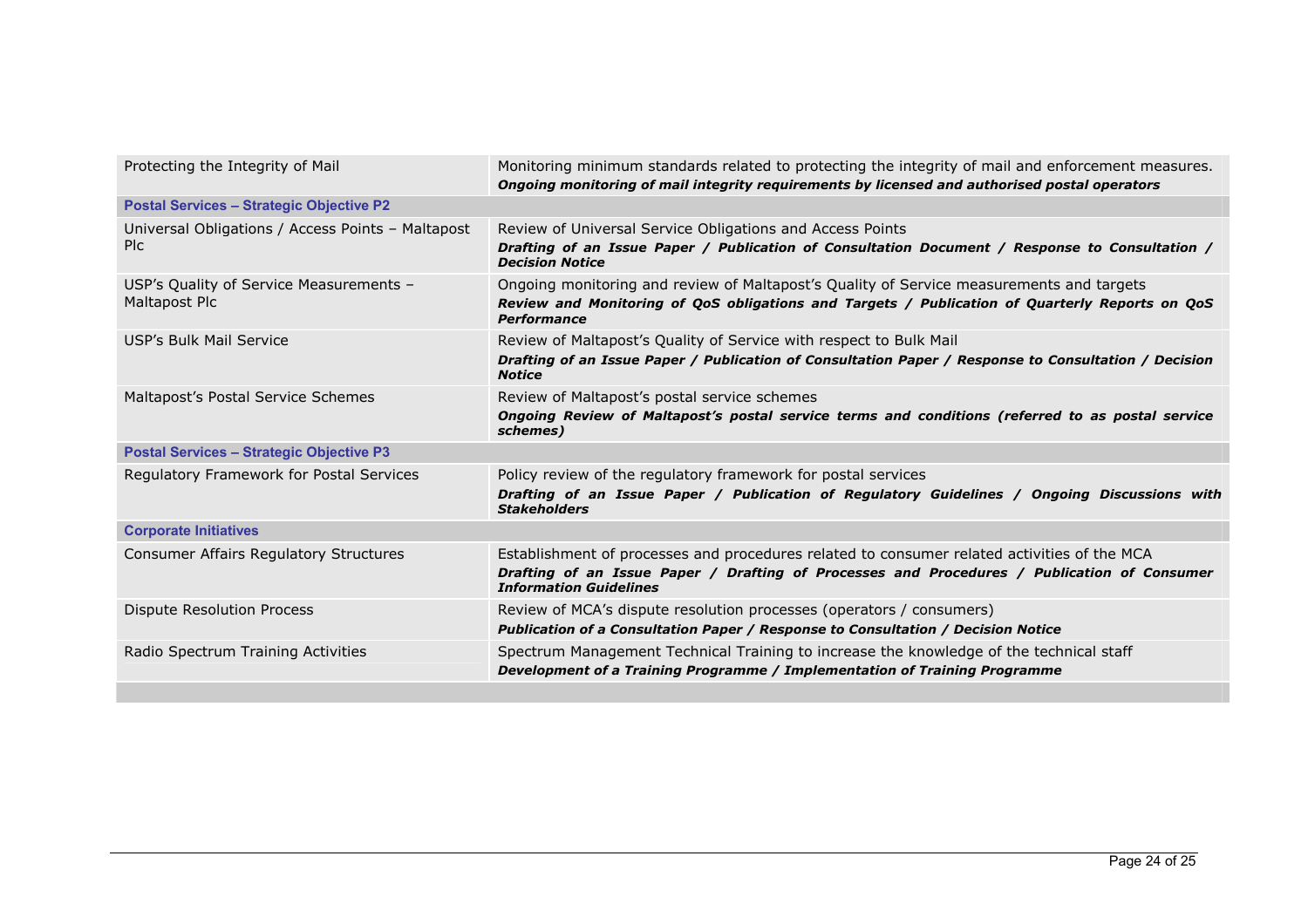| | |
|---|---|
| Protecting the Integrity of Mail | Monitoring minimum standards related to protecting the integrity of mail and enforcement measures.<br>***Ongoing monitoring of mail integrity requirements by licensed and authorised postal operators*** |
| **Postal Services – Strategic Objective P2** | |
| Universal Obligations / Access Points – Maltapost Plc | Review of Universal Service Obligations and Access Points<br>***Drafting of an Issue Paper / Publication of Consultation Document / Response to Consultation / Decision Notice*** |
| USP's Quality of Service Measurements – Maltapost Plc | Ongoing monitoring and review of Maltapost's Quality of Service measurements and targets<br>***Review and Monitoring of QoS obligations and Targets / Publication of Quarterly Reports on QoS Performance*** |
| USP's Bulk Mail Service | Review of Maltapost's Quality of Service with respect to Bulk Mail<br>***Drafting of an Issue Paper / Publication of Consultation Paper / Response to Consultation / Decision Notice*** |
| Maltapost's Postal Service Schemes | Review of Maltapost's postal service schemes<br>***Ongoing Review of Maltapost's postal service terms and conditions (referred to as postal service schemes)*** |
| **Postal Services – Strategic Objective P3** | |
| Regulatory Framework for Postal Services | Policy review of the regulatory framework for postal services<br>***Drafting of an Issue Paper / Publication of Regulatory Guidelines / Ongoing Discussions with Stakeholders*** |
| **Corporate Initiatives** | |
| Consumer Affairs Regulatory Structures | Establishment of processes and procedures related to consumer related activities of the MCA<br>***Drafting of an Issue Paper / Drafting of Processes and Procedures / Publication of Consumer Information Guidelines*** |
| Dispute Resolution Process | Review of MCA's dispute resolution processes (operators / consumers)<br>***Publication of a Consultation Paper / Response to Consultation / Decision Notice*** |
| Radio Spectrum Training Activities | Spectrum Management Technical Training to increase the knowledge of the technical staff<br>***Development of a Training Programme / Implementation of Training Programme*** |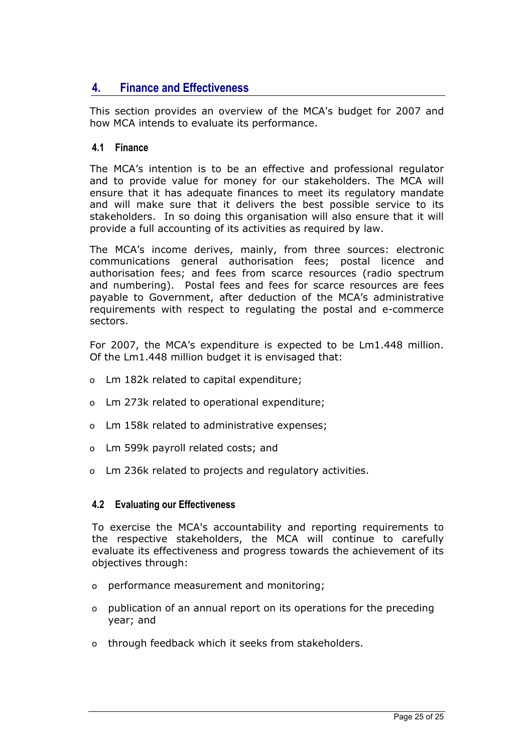## 4. Finance and Effectiveness

This section provides an overview of the MCA's budget for 2007 and how MCA intends to evaluate its performance.

### 4.1 Finance

The MCA's intention is to be an effective and professional regulator and to provide value for money for our stakeholders. The MCA will ensure that it has adequate finances to meet its regulatory mandate and will make sure that it delivers the best possible service to its stakeholders. In so doing this organisation will also ensure that it will provide a full accounting of its activities as required by law.

The MCA's income derives, mainly, from three sources: electronic communications general authorisation fees; postal licence and authorisation fees; and fees from scarce resources (radio spectrum and numbering). Postal fees and fees for scarce resources are fees payable to Government, after deduction of the MCA's administrative requirements with respect to regulating the postal and e-commerce sectors.

For 2007, the MCA's expenditure is expected to be Lm1.448 million. Of the Lm1.448 million budget it is envisaged that:

- Lm 182k related to capital expenditure;
- Lm 273k related to operational expenditure;
- Lm 158k related to administrative expenses;
- Lm 599k payroll related costs; and
- Lm 236k related to projects and regulatory activities.

### 4.2 Evaluating our Effectiveness

To exercise the MCA's accountability and reporting requirements to the respective stakeholders, the MCA will continue to carefully evaluate its effectiveness and progress towards the achievement of its objectives through:

- performance measurement and monitoring;
- publication of an annual report on its operations for the preceding year; and
- through feedback which it seeks from stakeholders.